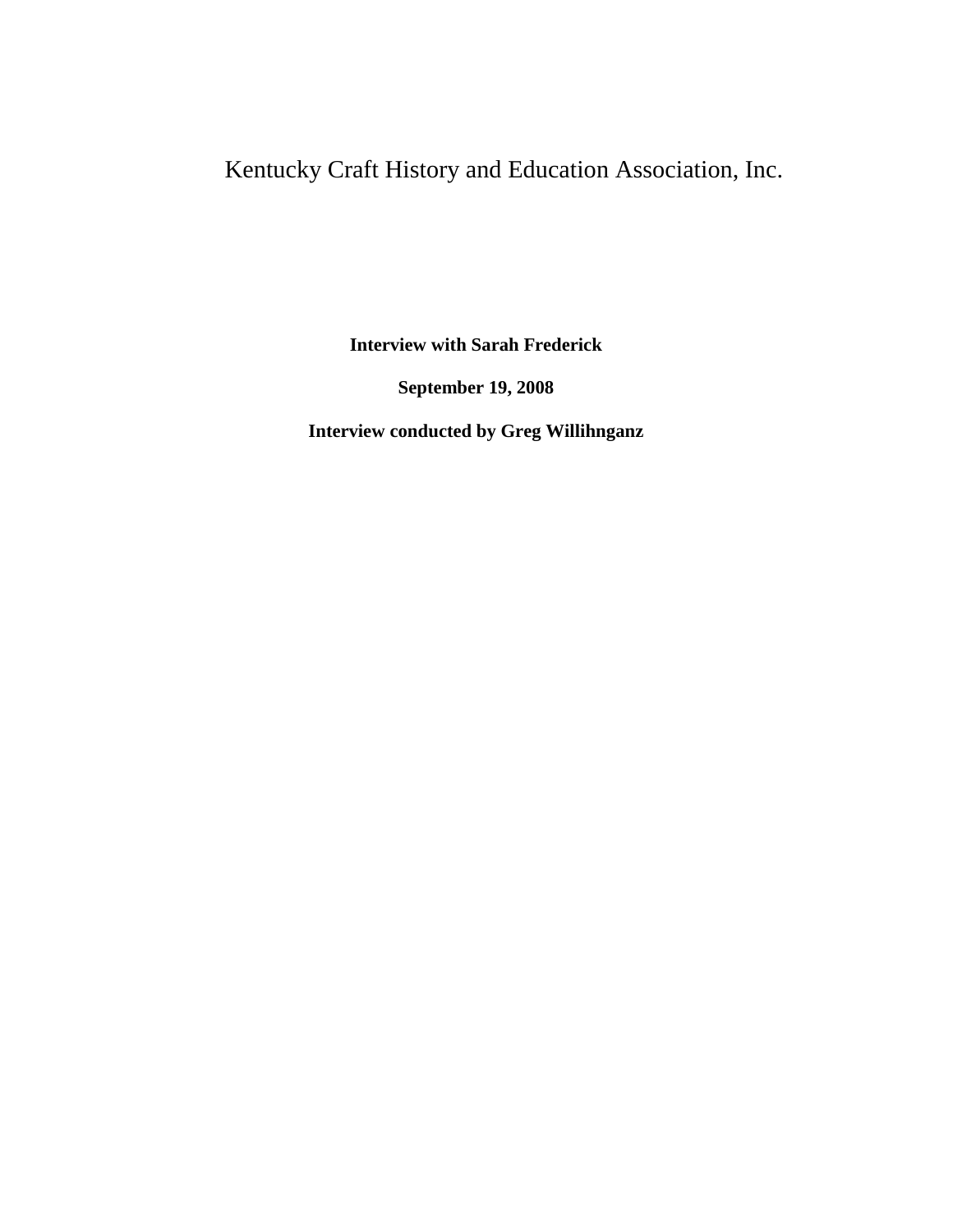# Kentucky Craft History and Education Association, Inc.

**Interview with Sarah Frederick**

**September 19, 2008**

**Interview conducted by Greg Willihnganz**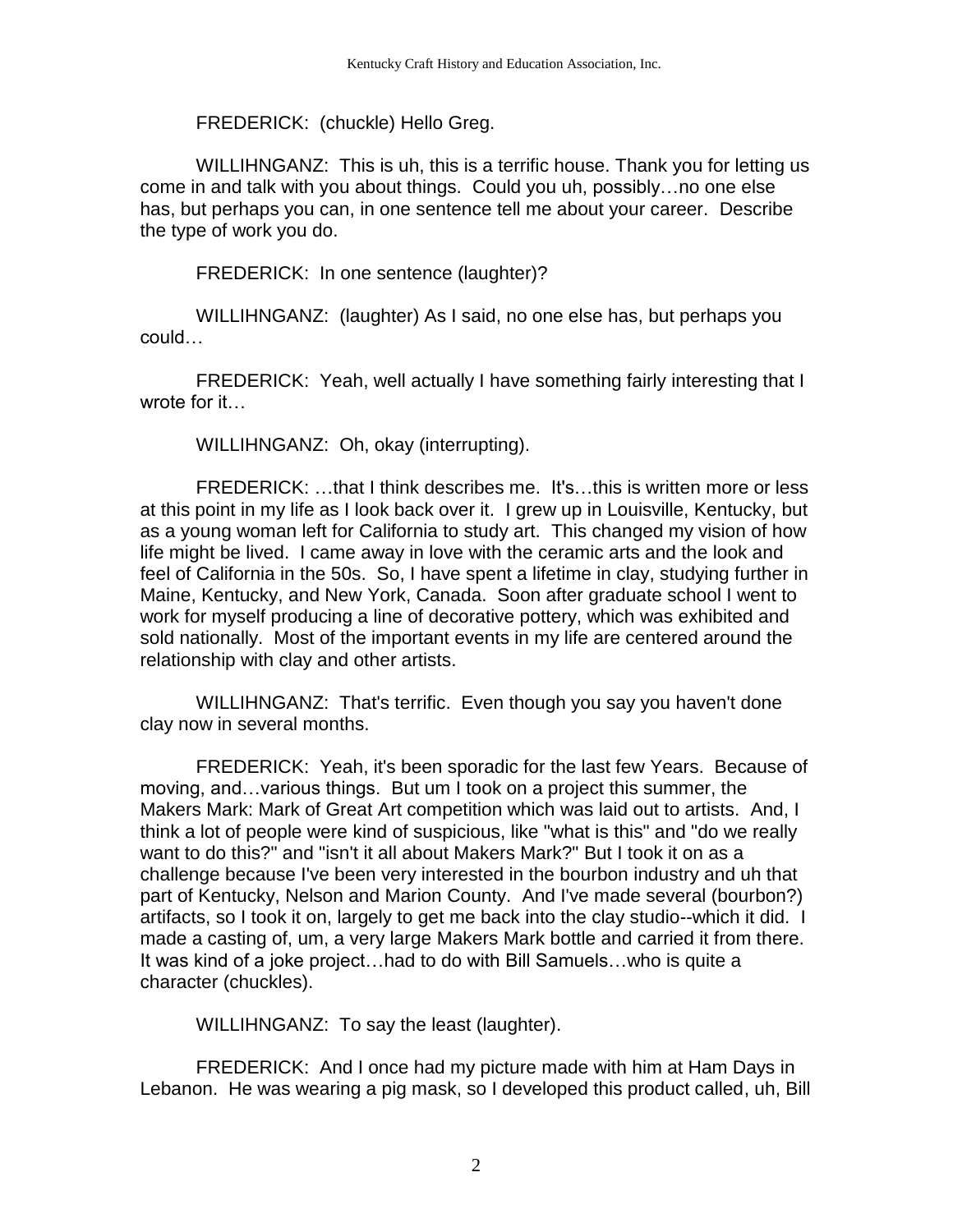FREDERICK: (chuckle) Hello Greg.

WILLIHNGANZ: This is uh, this is a terrific house. Thank you for letting us come in and talk with you about things. Could you uh, possibly…no one else has, but perhaps you can, in one sentence tell me about your career. Describe the type of work you do.

FREDERICK: In one sentence (laughter)?

WILLIHNGANZ: (laughter) As I said, no one else has, but perhaps you could…

FREDERICK: Yeah, well actually I have something fairly interesting that I wrote for it…

WILLIHNGANZ: Oh, okay (interrupting).

FREDERICK: …that I think describes me. It's…this is written more or less at this point in my life as I look back over it. I grew up in Louisville, Kentucky, but as a young woman left for California to study art. This changed my vision of how life might be lived. I came away in love with the ceramic arts and the look and feel of California in the 50s. So, I have spent a lifetime in clay, studying further in Maine, Kentucky, and New York, Canada. Soon after graduate school I went to work for myself producing a line of decorative pottery, which was exhibited and sold nationally. Most of the important events in my life are centered around the relationship with clay and other artists.

WILLIHNGANZ: That's terrific. Even though you say you haven't done clay now in several months.

FREDERICK: Yeah, it's been sporadic for the last few Years. Because of moving, and…various things. But um I took on a project this summer, the Makers Mark: Mark of Great Art competition which was laid out to artists. And, I think a lot of people were kind of suspicious, like "what is this" and "do we really want to do this?" and "isn't it all about Makers Mark?" But I took it on as a challenge because I've been very interested in the bourbon industry and uh that part of Kentucky, Nelson and Marion County. And I've made several (bourbon?) artifacts, so I took it on, largely to get me back into the clay studio--which it did. I made a casting of, um, a very large Makers Mark bottle and carried it from there. It was kind of a joke project…had to do with Bill Samuels…who is quite a character (chuckles).

WILLIHNGANZ: To say the least (laughter).

FREDERICK: And I once had my picture made with him at Ham Days in Lebanon. He was wearing a pig mask, so I developed this product called, uh, Bill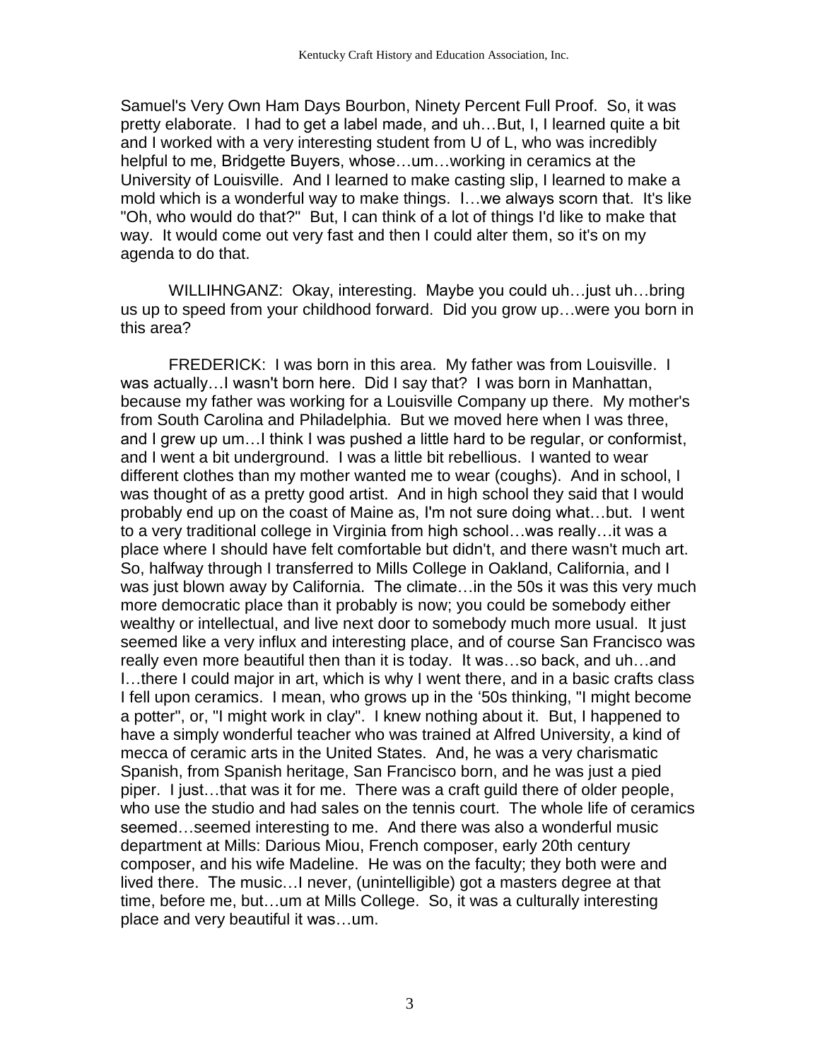Samuel's Very Own Ham Days Bourbon, Ninety Percent Full Proof. So, it was pretty elaborate. I had to get a label made, and uh…But, I, I learned quite a bit and I worked with a very interesting student from U of L, who was incredibly helpful to me, Bridgette Buyers, whose…um…working in ceramics at the University of Louisville. And I learned to make casting slip, I learned to make a mold which is a wonderful way to make things. I…we always scorn that. It's like "Oh, who would do that?" But, I can think of a lot of things I'd like to make that way. It would come out very fast and then I could alter them, so it's on my agenda to do that.

WILLIHNGANZ: Okay, interesting. Maybe you could uh…just uh…bring us up to speed from your childhood forward. Did you grow up…were you born in this area?

FREDERICK: I was born in this area. My father was from Louisville. I was actually…I wasn't born here. Did I say that? I was born in Manhattan, because my father was working for a Louisville Company up there. My mother's from South Carolina and Philadelphia. But we moved here when I was three, and I grew up um…I think I was pushed a little hard to be regular, or conformist, and I went a bit underground. I was a little bit rebellious. I wanted to wear different clothes than my mother wanted me to wear (coughs). And in school, I was thought of as a pretty good artist. And in high school they said that I would probably end up on the coast of Maine as, I'm not sure doing what…but. I went to a very traditional college in Virginia from high school…was really…it was a place where I should have felt comfortable but didn't, and there wasn't much art. So, halfway through I transferred to Mills College in Oakland, California, and I was just blown away by California. The climate…in the 50s it was this very much more democratic place than it probably is now; you could be somebody either wealthy or intellectual, and live next door to somebody much more usual. It just seemed like a very influx and interesting place, and of course San Francisco was really even more beautiful then than it is today. It was…so back, and uh…and I…there I could major in art, which is why I went there, and in a basic crafts class I fell upon ceramics. I mean, who grows up in the '50s thinking, "I might become a potter", or, "I might work in clay". I knew nothing about it. But, I happened to have a simply wonderful teacher who was trained at Alfred University, a kind of mecca of ceramic arts in the United States. And, he was a very charismatic Spanish, from Spanish heritage, San Francisco born, and he was just a pied piper. I just…that was it for me. There was a craft guild there of older people, who use the studio and had sales on the tennis court. The whole life of ceramics seemed…seemed interesting to me. And there was also a wonderful music department at Mills: Darious Miou, French composer, early 20th century composer, and his wife Madeline. He was on the faculty; they both were and lived there. The music…I never, (unintelligible) got a masters degree at that time, before me, but…um at Mills College. So, it was a culturally interesting place and very beautiful it was…um.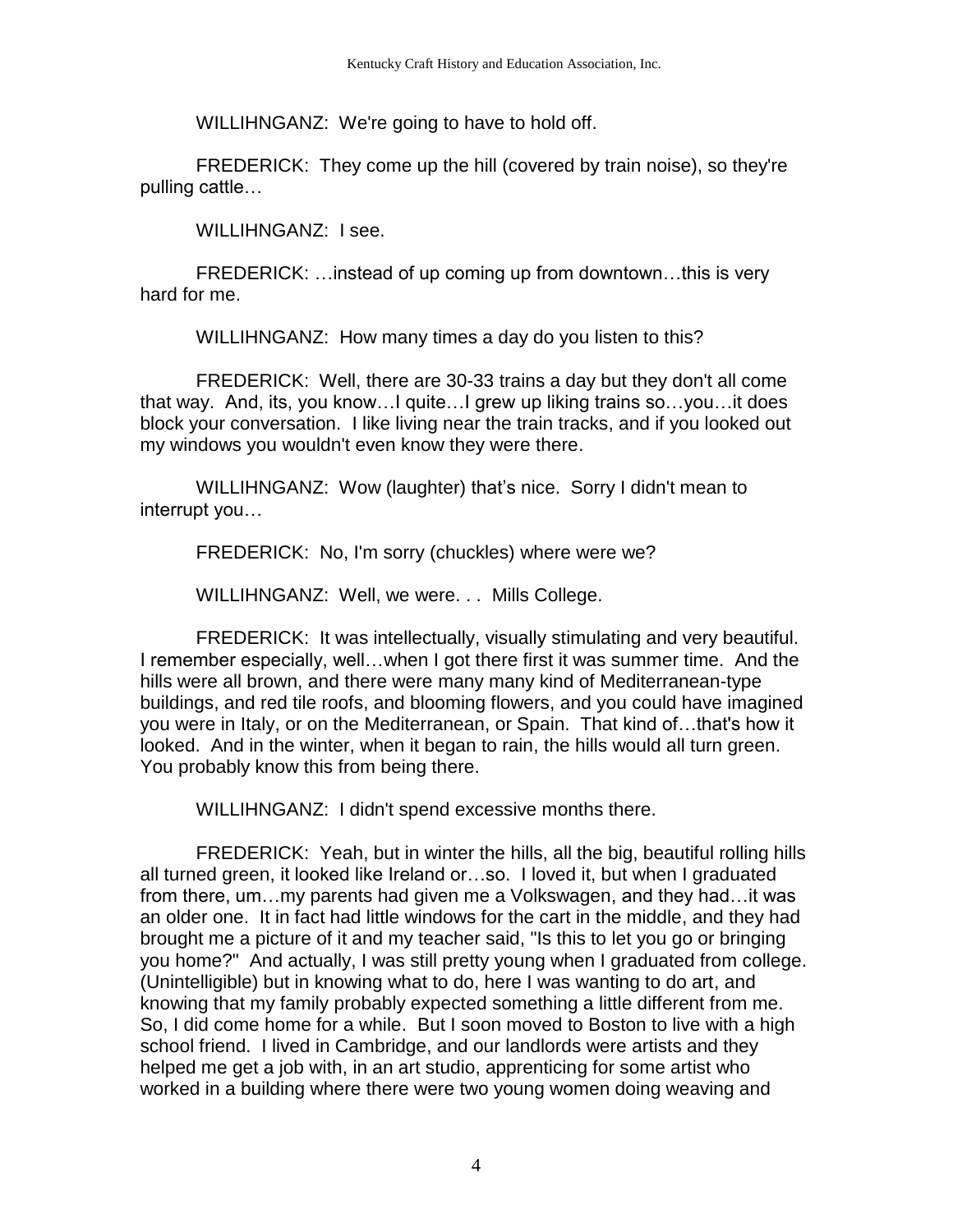WILLIHNGANZ: We're going to have to hold off.

FREDERICK: They come up the hill (covered by train noise), so they're pulling cattle…

WILLIHNGANZ: I see.

FREDERICK: …instead of up coming up from downtown…this is very hard for me.

WILLIHNGANZ: How many times a day do you listen to this?

FREDERICK: Well, there are 30-33 trains a day but they don't all come that way. And, its, you know…I quite…I grew up liking trains so…you…it does block your conversation. I like living near the train tracks, and if you looked out my windows you wouldn't even know they were there.

WILLIHNGANZ: Wow (laughter) that's nice. Sorry I didn't mean to interrupt you…

FREDERICK: No, I'm sorry (chuckles) where were we?

WILLIHNGANZ: Well, we were. . . Mills College.

FREDERICK: It was intellectually, visually stimulating and very beautiful. I remember especially, well…when I got there first it was summer time. And the hills were all brown, and there were many many kind of Mediterranean-type buildings, and red tile roofs, and blooming flowers, and you could have imagined you were in Italy, or on the Mediterranean, or Spain. That kind of…that's how it looked. And in the winter, when it began to rain, the hills would all turn green. You probably know this from being there.

WILLIHNGANZ: I didn't spend excessive months there.

FREDERICK: Yeah, but in winter the hills, all the big, beautiful rolling hills all turned green, it looked like Ireland or…so. I loved it, but when I graduated from there, um…my parents had given me a Volkswagen, and they had…it was an older one. It in fact had little windows for the cart in the middle, and they had brought me a picture of it and my teacher said, "Is this to let you go or bringing you home?" And actually, I was still pretty young when I graduated from college. (Unintelligible) but in knowing what to do, here I was wanting to do art, and knowing that my family probably expected something a little different from me. So, I did come home for a while. But I soon moved to Boston to live with a high school friend. I lived in Cambridge, and our landlords were artists and they helped me get a job with, in an art studio, apprenticing for some artist who worked in a building where there were two young women doing weaving and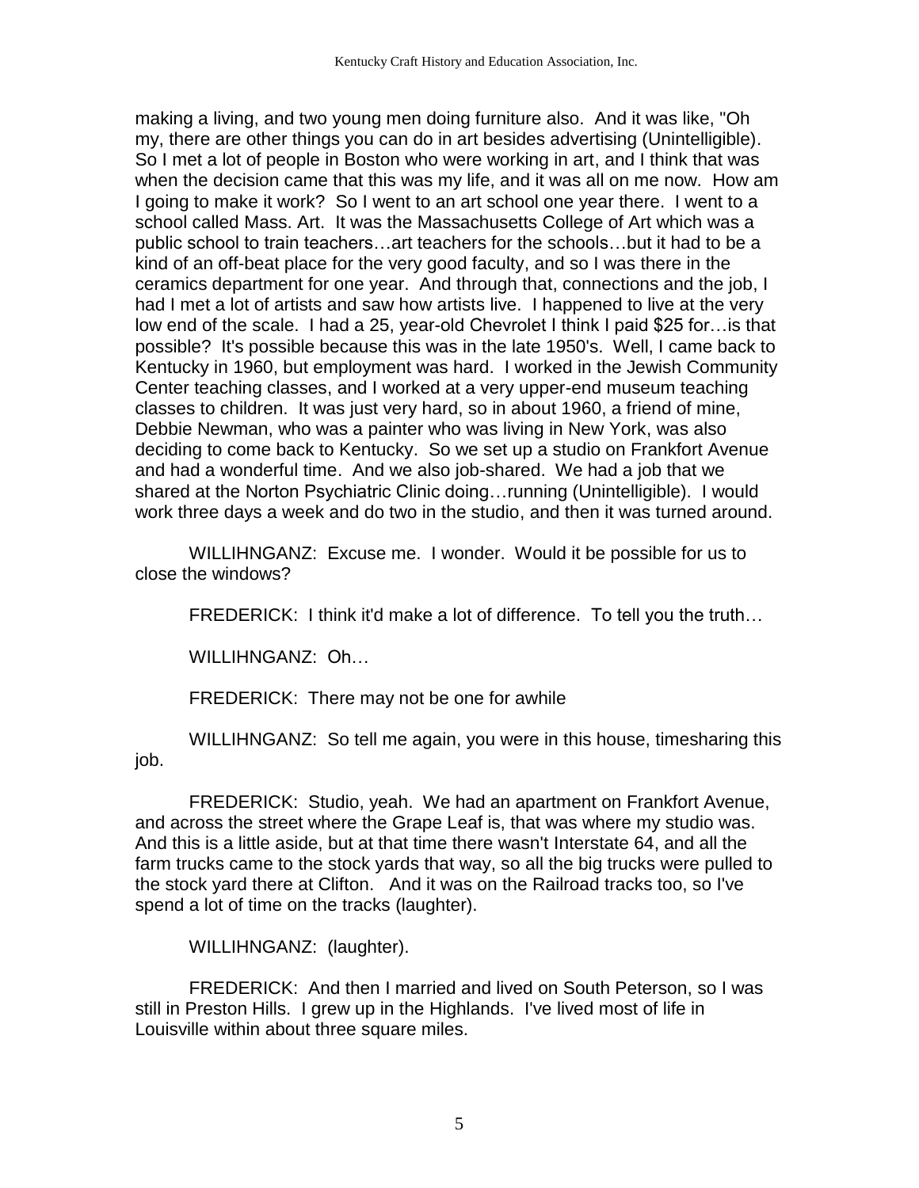making a living, and two young men doing furniture also. And it was like, "Oh my, there are other things you can do in art besides advertising (Unintelligible). So I met a lot of people in Boston who were working in art, and I think that was when the decision came that this was my life, and it was all on me now. How am I going to make it work? So I went to an art school one year there. I went to a school called Mass. Art. It was the Massachusetts College of Art which was a public school to train teachers…art teachers for the schools…but it had to be a kind of an off-beat place for the very good faculty, and so I was there in the ceramics department for one year. And through that, connections and the job, I had I met a lot of artists and saw how artists live. I happened to live at the very low end of the scale. I had a 25, year-old Chevrolet I think I paid $25 for…is that possible? It's possible because this was in the late 1950's. Well, I came back to Kentucky in 1960, but employment was hard. I worked in the Jewish Community Center teaching classes, and I worked at a very upper-end museum teaching classes to children. It was just very hard, so in about 1960, a friend of mine, Debbie Newman, who was a painter who was living in New York, was also deciding to come back to Kentucky. So we set up a studio on Frankfort Avenue and had a wonderful time. And we also job-shared. We had a job that we shared at the Norton Psychiatric Clinic doing…running (Unintelligible). I would work three days a week and do two in the studio, and then it was turned around.

WILLIHNGANZ: Excuse me. I wonder. Would it be possible for us to close the windows?

FREDERICK: I think it'd make a lot of difference. To tell you the truth…

WILLIHNGANZ: Oh…

FREDERICK: There may not be one for awhile

WILLIHNGANZ: So tell me again, you were in this house, timesharing this job.

FREDERICK: Studio, yeah. We had an apartment on Frankfort Avenue, and across the street where the Grape Leaf is, that was where my studio was. And this is a little aside, but at that time there wasn't Interstate 64, and all the farm trucks came to the stock yards that way, so all the big trucks were pulled to the stock yard there at Clifton. And it was on the Railroad tracks too, so I've spend a lot of time on the tracks (laughter).

WILLIHNGANZ: (laughter).

FREDERICK: And then I married and lived on South Peterson, so I was still in Preston Hills. I grew up in the Highlands. I've lived most of life in Louisville within about three square miles.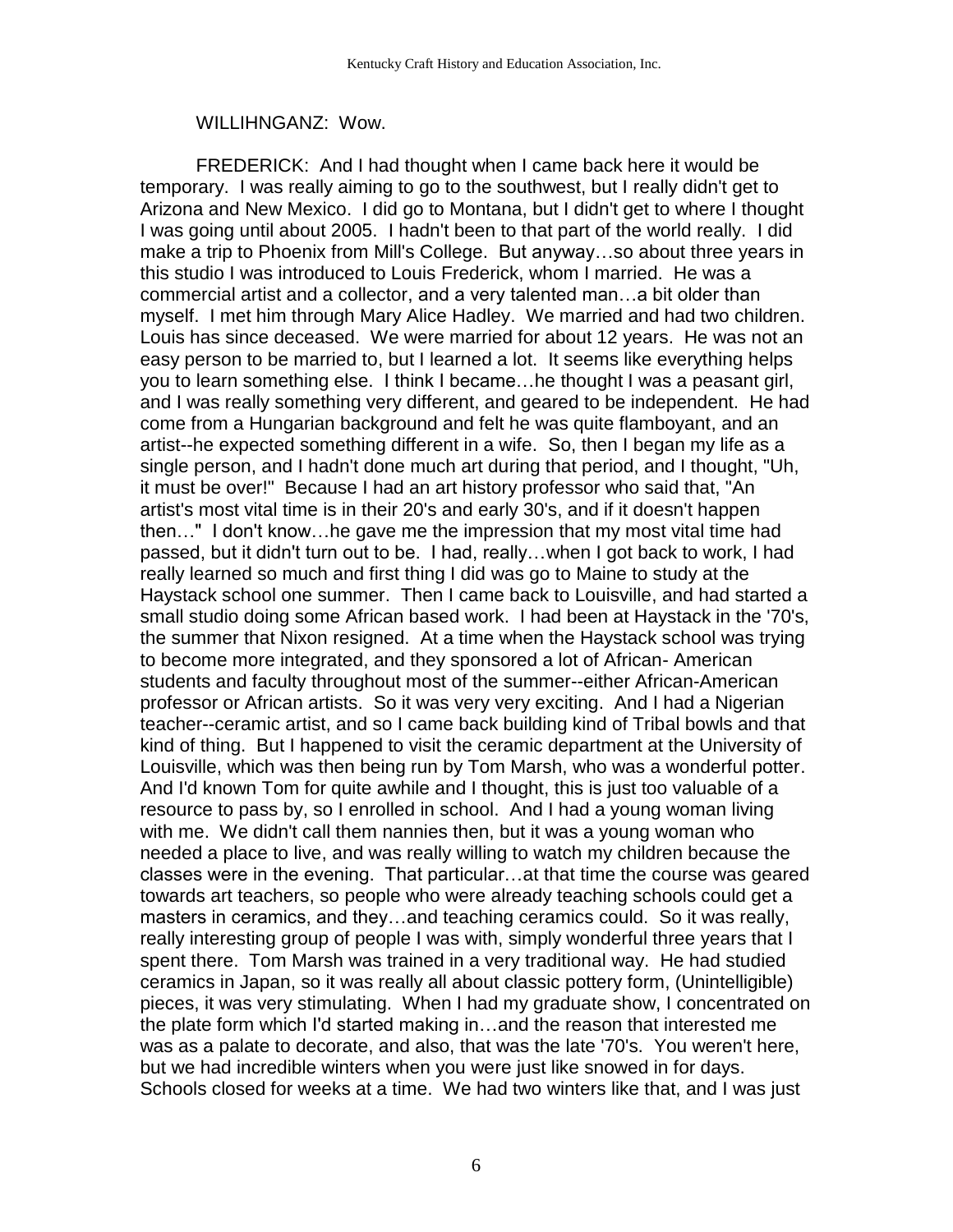WILLIHNGANZ: Wow.

FREDERICK: And I had thought when I came back here it would be temporary. I was really aiming to go to the southwest, but I really didn't get to Arizona and New Mexico. I did go to Montana, but I didn't get to where I thought I was going until about 2005. I hadn't been to that part of the world really. I did make a trip to Phoenix from Mill's College. But anyway…so about three years in this studio I was introduced to Louis Frederick, whom I married. He was a commercial artist and a collector, and a very talented man…a bit older than myself. I met him through Mary Alice Hadley. We married and had two children. Louis has since deceased. We were married for about 12 years. He was not an easy person to be married to, but I learned a lot. It seems like everything helps you to learn something else. I think I became…he thought I was a peasant girl, and I was really something very different, and geared to be independent. He had come from a Hungarian background and felt he was quite flamboyant, and an artist--he expected something different in a wife. So, then I began my life as a single person, and I hadn't done much art during that period, and I thought, "Uh, it must be over!" Because I had an art history professor who said that, "An artist's most vital time is in their 20's and early 30's, and if it doesn't happen then…" I don't know…he gave me the impression that my most vital time had passed, but it didn't turn out to be. I had, really…when I got back to work, I had really learned so much and first thing I did was go to Maine to study at the Haystack school one summer. Then I came back to Louisville, and had started a small studio doing some African based work. I had been at Haystack in the '70's, the summer that Nixon resigned. At a time when the Haystack school was trying to become more integrated, and they sponsored a lot of African- American students and faculty throughout most of the summer--either African-American professor or African artists. So it was very very exciting. And I had a Nigerian teacher--ceramic artist, and so I came back building kind of Tribal bowls and that kind of thing. But I happened to visit the ceramic department at the University of Louisville, which was then being run by Tom Marsh, who was a wonderful potter. And I'd known Tom for quite awhile and I thought, this is just too valuable of a resource to pass by, so I enrolled in school. And I had a young woman living with me. We didn't call them nannies then, but it was a young woman who needed a place to live, and was really willing to watch my children because the classes were in the evening. That particular…at that time the course was geared towards art teachers, so people who were already teaching schools could get a masters in ceramics, and they…and teaching ceramics could. So it was really, really interesting group of people I was with, simply wonderful three years that I spent there. Tom Marsh was trained in a very traditional way. He had studied ceramics in Japan, so it was really all about classic pottery form, (Unintelligible) pieces, it was very stimulating. When I had my graduate show, I concentrated on the plate form which I'd started making in…and the reason that interested me was as a palate to decorate, and also, that was the late '70's. You weren't here, but we had incredible winters when you were just like snowed in for days. Schools closed for weeks at a time. We had two winters like that, and I was just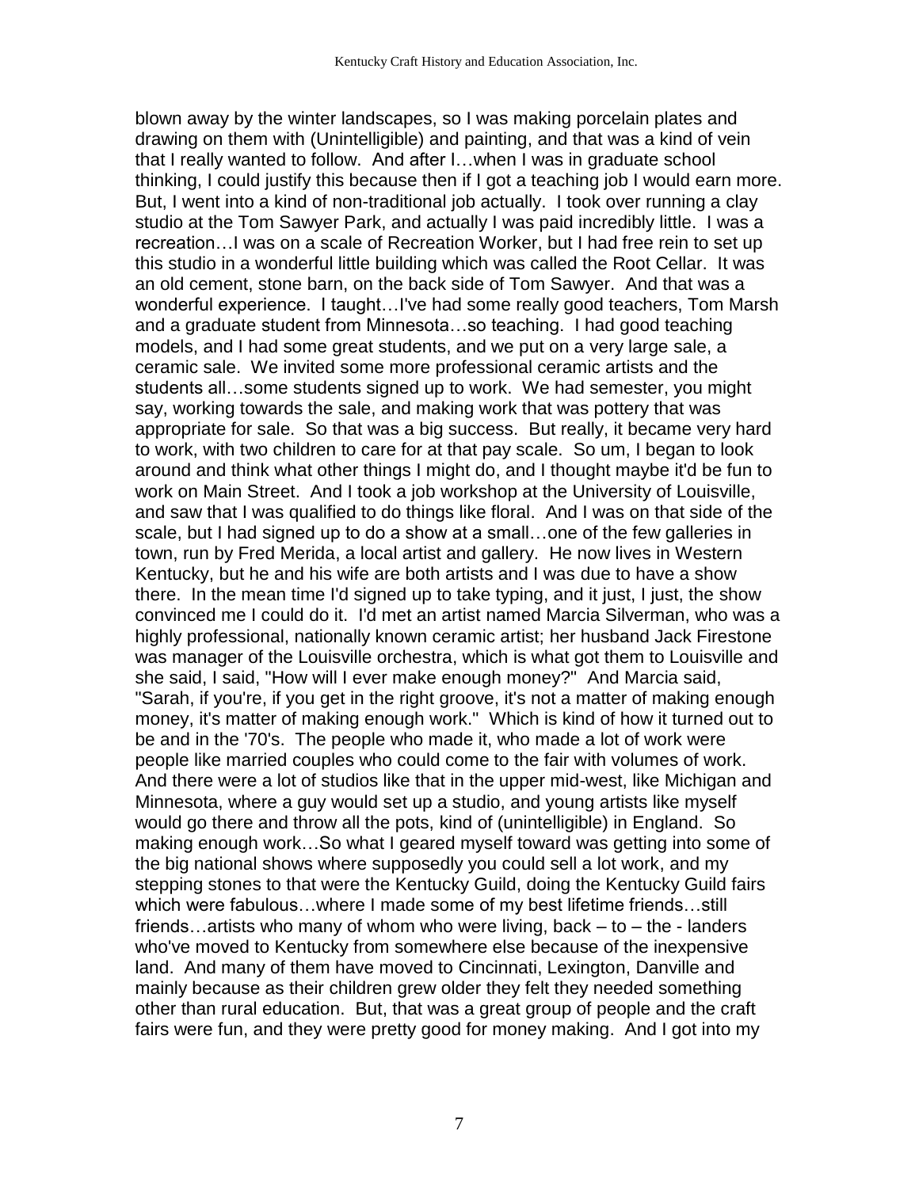blown away by the winter landscapes, so I was making porcelain plates and drawing on them with (Unintelligible) and painting, and that was a kind of vein that I really wanted to follow. And after I…when I was in graduate school thinking, I could justify this because then if I got a teaching job I would earn more. But, I went into a kind of non-traditional job actually. I took over running a clay studio at the Tom Sawyer Park, and actually I was paid incredibly little. I was a recreation…I was on a scale of Recreation Worker, but I had free rein to set up this studio in a wonderful little building which was called the Root Cellar. It was an old cement, stone barn, on the back side of Tom Sawyer. And that was a wonderful experience. I taught…I've had some really good teachers, Tom Marsh and a graduate student from Minnesota…so teaching. I had good teaching models, and I had some great students, and we put on a very large sale, a ceramic sale. We invited some more professional ceramic artists and the students all…some students signed up to work. We had semester, you might say, working towards the sale, and making work that was pottery that was appropriate for sale. So that was a big success. But really, it became very hard to work, with two children to care for at that pay scale. So um, I began to look around and think what other things I might do, and I thought maybe it'd be fun to work on Main Street. And I took a job workshop at the University of Louisville, and saw that I was qualified to do things like floral. And I was on that side of the scale, but I had signed up to do a show at a small…one of the few galleries in town, run by Fred Merida, a local artist and gallery. He now lives in Western Kentucky, but he and his wife are both artists and I was due to have a show there. In the mean time I'd signed up to take typing, and it just, I just, the show convinced me I could do it. I'd met an artist named Marcia Silverman, who was a highly professional, nationally known ceramic artist; her husband Jack Firestone was manager of the Louisville orchestra, which is what got them to Louisville and she said, I said, "How will I ever make enough money?" And Marcia said, "Sarah, if you're, if you get in the right groove, it's not a matter of making enough money, it's matter of making enough work." Which is kind of how it turned out to be and in the '70's. The people who made it, who made a lot of work were people like married couples who could come to the fair with volumes of work. And there were a lot of studios like that in the upper mid-west, like Michigan and Minnesota, where a guy would set up a studio, and young artists like myself would go there and throw all the pots, kind of (unintelligible) in England. So making enough work…So what I geared myself toward was getting into some of the big national shows where supposedly you could sell a lot work, and my stepping stones to that were the Kentucky Guild, doing the Kentucky Guild fairs which were fabulous…where I made some of my best lifetime friends…still friends…artists who many of whom who were living, back – to – the - landers who've moved to Kentucky from somewhere else because of the inexpensive land. And many of them have moved to Cincinnati, Lexington, Danville and mainly because as their children grew older they felt they needed something other than rural education. But, that was a great group of people and the craft fairs were fun, and they were pretty good for money making. And I got into my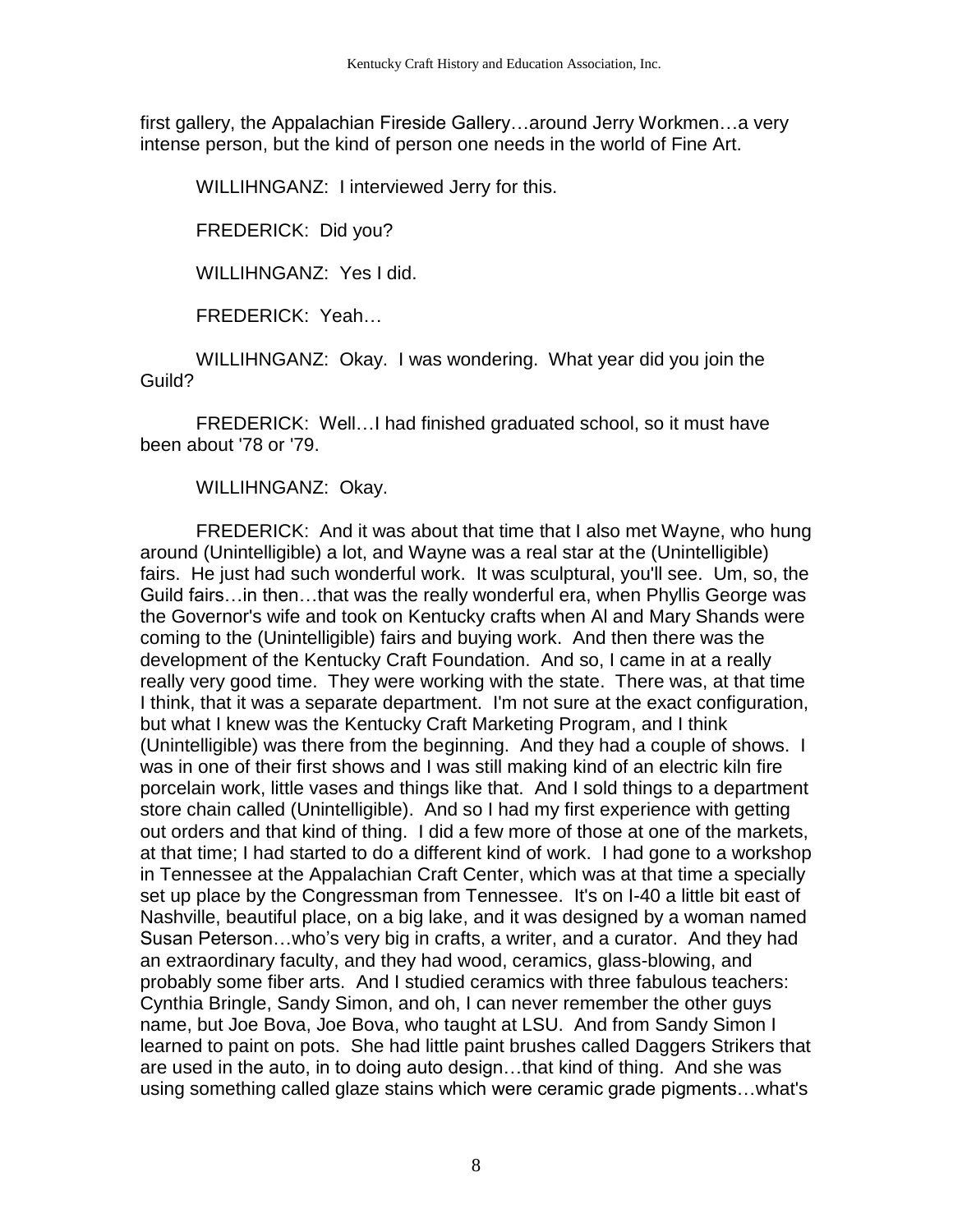first gallery, the Appalachian Fireside Gallery…around Jerry Workmen…a very intense person, but the kind of person one needs in the world of Fine Art.

WILLIHNGANZ: I interviewed Jerry for this.

FREDERICK: Did you?

WILLIHNGANZ: Yes I did.

FREDERICK: Yeah…

WILLIHNGANZ: Okay. I was wondering. What year did you join the Guild?

FREDERICK: Well…I had finished graduated school, so it must have been about '78 or '79.

WILLIHNGANZ: Okay.

FREDERICK: And it was about that time that I also met Wayne, who hung around (Unintelligible) a lot, and Wayne was a real star at the (Unintelligible) fairs. He just had such wonderful work. It was sculptural, you'll see. Um, so, the Guild fairs…in then…that was the really wonderful era, when Phyllis George was the Governor's wife and took on Kentucky crafts when Al and Mary Shands were coming to the (Unintelligible) fairs and buying work. And then there was the development of the Kentucky Craft Foundation. And so, I came in at a really really very good time. They were working with the state. There was, at that time I think, that it was a separate department. I'm not sure at the exact configuration, but what I knew was the Kentucky Craft Marketing Program, and I think (Unintelligible) was there from the beginning. And they had a couple of shows. I was in one of their first shows and I was still making kind of an electric kiln fire porcelain work, little vases and things like that. And I sold things to a department store chain called (Unintelligible). And so I had my first experience with getting out orders and that kind of thing. I did a few more of those at one of the markets, at that time; I had started to do a different kind of work. I had gone to a workshop in Tennessee at the Appalachian Craft Center, which was at that time a specially set up place by the Congressman from Tennessee. It's on I-40 a little bit east of Nashville, beautiful place, on a big lake, and it was designed by a woman named Susan Peterson…who's very big in crafts, a writer, and a curator. And they had an extraordinary faculty, and they had wood, ceramics, glass-blowing, and probably some fiber arts. And I studied ceramics with three fabulous teachers: Cynthia Bringle, Sandy Simon, and oh, I can never remember the other guys name, but Joe Bova, Joe Bova, who taught at LSU. And from Sandy Simon I learned to paint on pots. She had little paint brushes called Daggers Strikers that are used in the auto, in to doing auto design…that kind of thing. And she was using something called glaze stains which were ceramic grade pigments…what's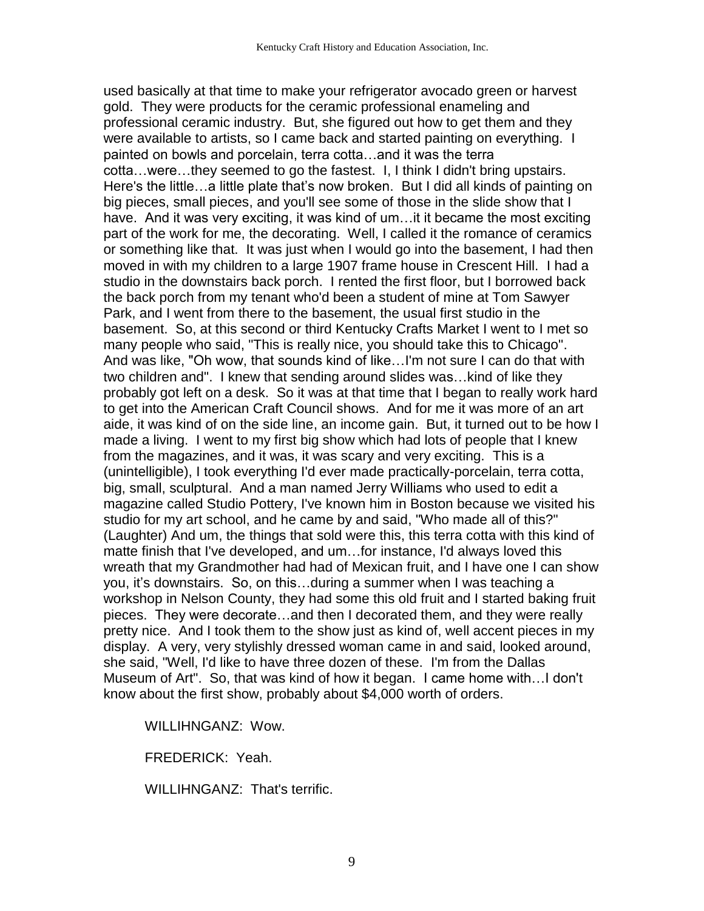used basically at that time to make your refrigerator avocado green or harvest gold. They were products for the ceramic professional enameling and professional ceramic industry. But, she figured out how to get them and they were available to artists, so I came back and started painting on everything. I painted on bowls and porcelain, terra cotta…and it was the terra cotta…were…they seemed to go the fastest. I, I think I didn't bring upstairs. Here's the little…a little plate that's now broken. But I did all kinds of painting on big pieces, small pieces, and you'll see some of those in the slide show that I have. And it was very exciting, it was kind of um…it it became the most exciting part of the work for me, the decorating. Well, I called it the romance of ceramics or something like that. It was just when I would go into the basement, I had then moved in with my children to a large 1907 frame house in Crescent Hill. I had a studio in the downstairs back porch. I rented the first floor, but I borrowed back the back porch from my tenant who'd been a student of mine at Tom Sawyer Park, and I went from there to the basement, the usual first studio in the basement. So, at this second or third Kentucky Crafts Market I went to I met so many people who said, "This is really nice, you should take this to Chicago". And was like, "Oh wow, that sounds kind of like…I'm not sure I can do that with two children and". I knew that sending around slides was…kind of like they probably got left on a desk. So it was at that time that I began to really work hard to get into the American Craft Council shows. And for me it was more of an art aide, it was kind of on the side line, an income gain. But, it turned out to be how I made a living. I went to my first big show which had lots of people that I knew from the magazines, and it was, it was scary and very exciting. This is a (unintelligible), I took everything I'd ever made practically-porcelain, terra cotta, big, small, sculptural. And a man named Jerry Williams who used to edit a magazine called Studio Pottery, I've known him in Boston because we visited his studio for my art school, and he came by and said, "Who made all of this?" (Laughter) And um, the things that sold were this, this terra cotta with this kind of matte finish that I've developed, and um…for instance, I'd always loved this wreath that my Grandmother had had of Mexican fruit, and I have one I can show you, it's downstairs. So, on this…during a summer when I was teaching a workshop in Nelson County, they had some this old fruit and I started baking fruit pieces. They were decorate…and then I decorated them, and they were really pretty nice. And I took them to the show just as kind of, well accent pieces in my display. A very, very stylishly dressed woman came in and said, looked around, she said, "Well, I'd like to have three dozen of these. I'm from the Dallas Museum of Art". So, that was kind of how it began. I came home with…I don't know about the first show, probably about $4,000 worth of orders.

WILLIHNGANZ: Wow.

FREDERICK: Yeah.

WILLIHNGANZ: That's terrific.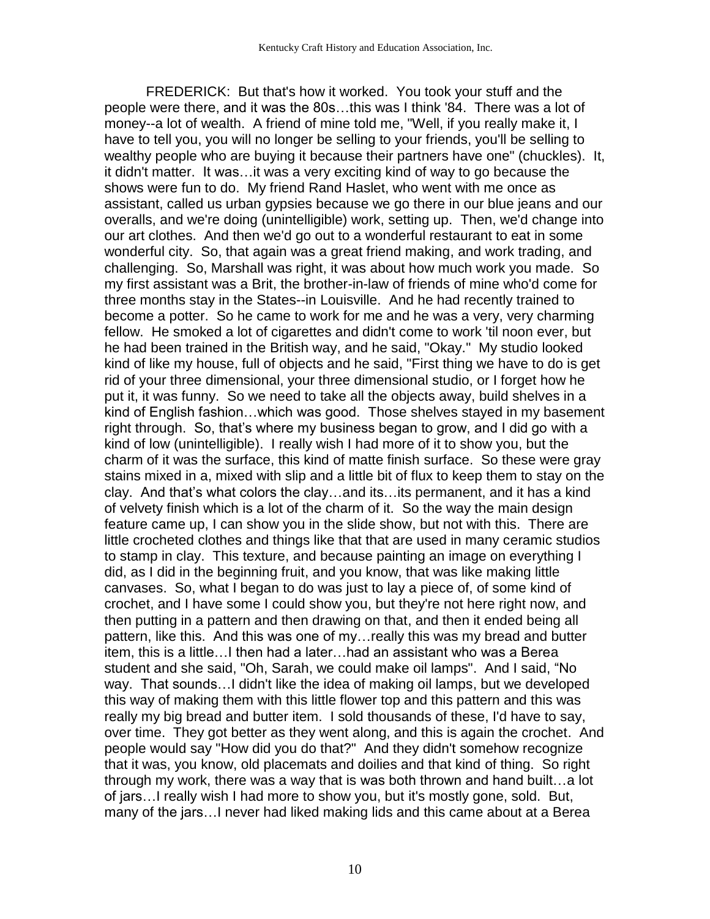FREDERICK: But that's how it worked. You took your stuff and the people were there, and it was the 80s…this was I think '84. There was a lot of money--a lot of wealth. A friend of mine told me, "Well, if you really make it, I have to tell you, you will no longer be selling to your friends, you'll be selling to wealthy people who are buying it because their partners have one" (chuckles). It, it didn't matter. It was…it was a very exciting kind of way to go because the shows were fun to do. My friend Rand Haslet, who went with me once as assistant, called us urban gypsies because we go there in our blue jeans and our overalls, and we're doing (unintelligible) work, setting up. Then, we'd change into our art clothes. And then we'd go out to a wonderful restaurant to eat in some wonderful city. So, that again was a great friend making, and work trading, and challenging. So, Marshall was right, it was about how much work you made. So my first assistant was a Brit, the brother-in-law of friends of mine who'd come for three months stay in the States--in Louisville. And he had recently trained to become a potter. So he came to work for me and he was a very, very charming fellow. He smoked a lot of cigarettes and didn't come to work 'til noon ever, but he had been trained in the British way, and he said, "Okay." My studio looked kind of like my house, full of objects and he said, "First thing we have to do is get rid of your three dimensional, your three dimensional studio, or I forget how he put it, it was funny. So we need to take all the objects away, build shelves in a kind of English fashion…which was good. Those shelves stayed in my basement right through. So, that's where my business began to grow, and I did go with a kind of low (unintelligible). I really wish I had more of it to show you, but the charm of it was the surface, this kind of matte finish surface. So these were gray stains mixed in a, mixed with slip and a little bit of flux to keep them to stay on the clay. And that's what colors the clay…and its…its permanent, and it has a kind of velvety finish which is a lot of the charm of it. So the way the main design feature came up, I can show you in the slide show, but not with this. There are little crocheted clothes and things like that that are used in many ceramic studios to stamp in clay. This texture, and because painting an image on everything I did, as I did in the beginning fruit, and you know, that was like making little canvases. So, what I began to do was just to lay a piece of, of some kind of crochet, and I have some I could show you, but they're not here right now, and then putting in a pattern and then drawing on that, and then it ended being all pattern, like this. And this was one of my…really this was my bread and butter item, this is a little…I then had a later…had an assistant who was a Berea student and she said, "Oh, Sarah, we could make oil lamps". And I said, "No way. That sounds…I didn't like the idea of making oil lamps, but we developed this way of making them with this little flower top and this pattern and this was really my big bread and butter item. I sold thousands of these, I'd have to say, over time. They got better as they went along, and this is again the crochet. And people would say "How did you do that?" And they didn't somehow recognize that it was, you know, old placemats and doilies and that kind of thing. So right through my work, there was a way that is was both thrown and hand built…a lot of jars…I really wish I had more to show you, but it's mostly gone, sold. But, many of the jars…I never had liked making lids and this came about at a Berea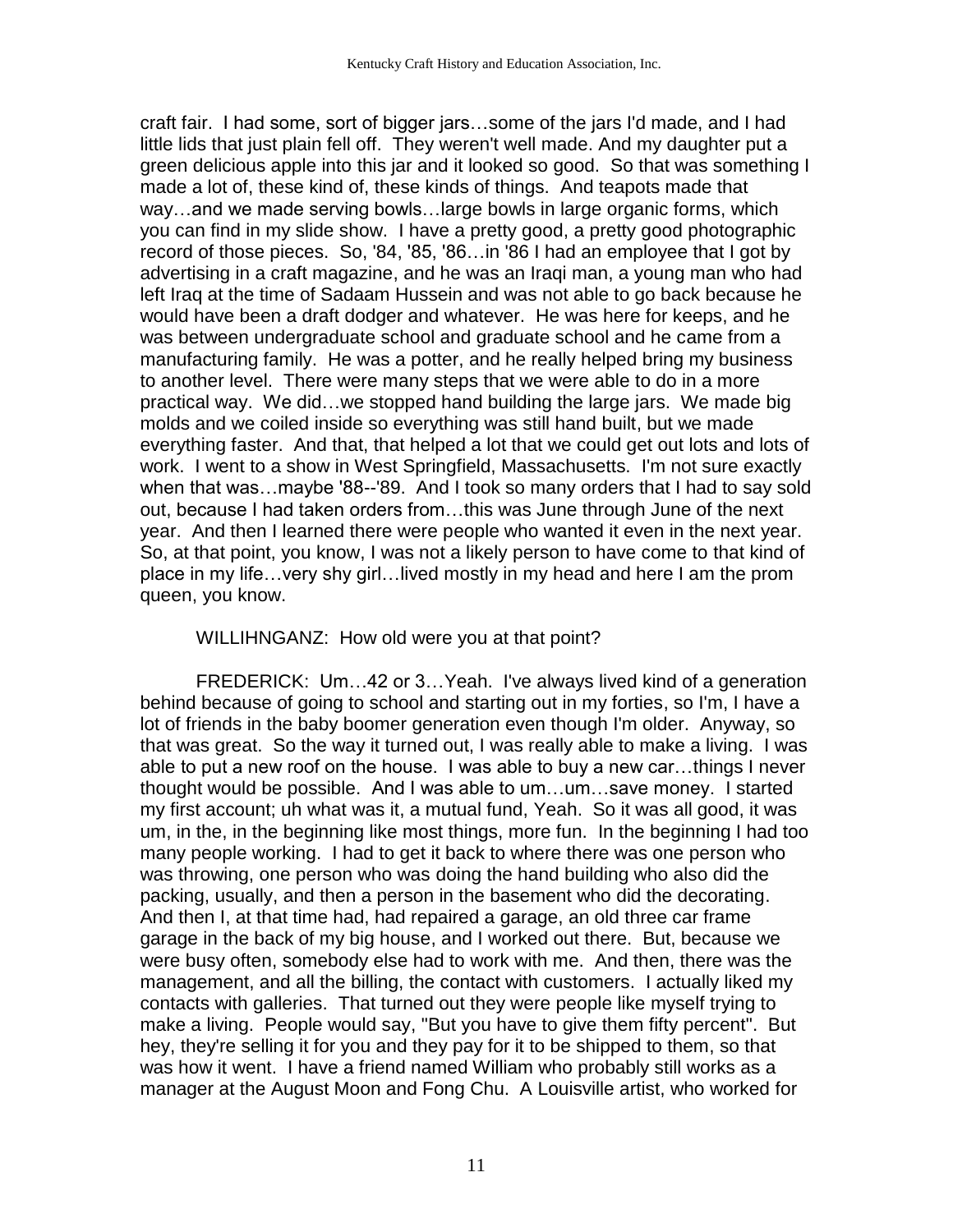craft fair. I had some, sort of bigger jars…some of the jars I'd made, and I had little lids that just plain fell off. They weren't well made. And my daughter put a green delicious apple into this jar and it looked so good. So that was something I made a lot of, these kind of, these kinds of things. And teapots made that way…and we made serving bowls…large bowls in large organic forms, which you can find in my slide show. I have a pretty good, a pretty good photographic record of those pieces. So, '84, '85, '86…in '86 I had an employee that I got by advertising in a craft magazine, and he was an Iraqi man, a young man who had left Iraq at the time of Sadaam Hussein and was not able to go back because he would have been a draft dodger and whatever. He was here for keeps, and he was between undergraduate school and graduate school and he came from a manufacturing family. He was a potter, and he really helped bring my business to another level. There were many steps that we were able to do in a more practical way. We did…we stopped hand building the large jars. We made big molds and we coiled inside so everything was still hand built, but we made everything faster. And that, that helped a lot that we could get out lots and lots of work. I went to a show in West Springfield, Massachusetts. I'm not sure exactly when that was…maybe '88--'89. And I took so many orders that I had to say sold out, because I had taken orders from…this was June through June of the next year. And then I learned there were people who wanted it even in the next year. So, at that point, you know, I was not a likely person to have come to that kind of place in my life…very shy girl…lived mostly in my head and here I am the prom queen, you know.

WILLIHNGANZ: How old were you at that point?

FREDERICK: Um…42 or 3…Yeah. I've always lived kind of a generation behind because of going to school and starting out in my forties, so I'm, I have a lot of friends in the baby boomer generation even though I'm older. Anyway, so that was great. So the way it turned out, I was really able to make a living. I was able to put a new roof on the house. I was able to buy a new car…things I never thought would be possible. And I was able to um…um…save money. I started my first account; uh what was it, a mutual fund, Yeah. So it was all good, it was um, in the, in the beginning like most things, more fun. In the beginning I had too many people working. I had to get it back to where there was one person who was throwing, one person who was doing the hand building who also did the packing, usually, and then a person in the basement who did the decorating. And then I, at that time had, had repaired a garage, an old three car frame garage in the back of my big house, and I worked out there. But, because we were busy often, somebody else had to work with me. And then, there was the management, and all the billing, the contact with customers. I actually liked my contacts with galleries. That turned out they were people like myself trying to make a living. People would say, "But you have to give them fifty percent". But hey, they're selling it for you and they pay for it to be shipped to them, so that was how it went. I have a friend named William who probably still works as a manager at the August Moon and Fong Chu. A Louisville artist, who worked for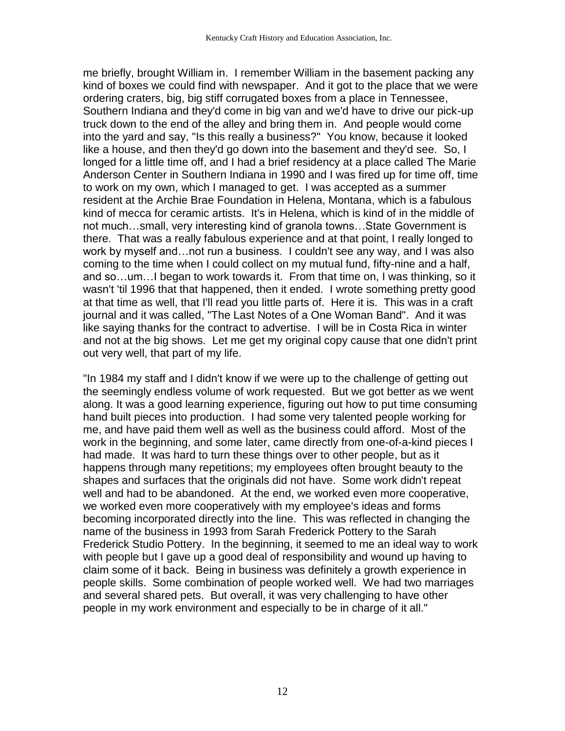me briefly, brought William in. I remember William in the basement packing any kind of boxes we could find with newspaper. And it got to the place that we were ordering craters, big, big stiff corrugated boxes from a place in Tennessee, Southern Indiana and they'd come in big van and we'd have to drive our pick-up truck down to the end of the alley and bring them in. And people would come into the yard and say, "Is this really a business?" You know, because it looked like a house, and then they'd go down into the basement and they'd see. So, I longed for a little time off, and I had a brief residency at a place called The Marie Anderson Center in Southern Indiana in 1990 and I was fired up for time off, time to work on my own, which I managed to get. I was accepted as a summer resident at the Archie Brae Foundation in Helena, Montana, which is a fabulous kind of mecca for ceramic artists. It's in Helena, which is kind of in the middle of not much…small, very interesting kind of granola towns…State Government is there. That was a really fabulous experience and at that point, I really longed to work by myself and…not run a business. I couldn't see any way, and I was also coming to the time when I could collect on my mutual fund, fifty-nine and a half, and so…um…I began to work towards it. From that time on, I was thinking, so it wasn't 'til 1996 that that happened, then it ended. I wrote something pretty good at that time as well, that I'll read you little parts of. Here it is. This was in a craft journal and it was called, "The Last Notes of a One Woman Band". And it was like saying thanks for the contract to advertise. I will be in Costa Rica in winter and not at the big shows. Let me get my original copy cause that one didn't print out very well, that part of my life.

"In 1984 my staff and I didn't know if we were up to the challenge of getting out the seemingly endless volume of work requested. But we got better as we went along. It was a good learning experience, figuring out how to put time consuming hand built pieces into production. I had some very talented people working for me, and have paid them well as well as the business could afford. Most of the work in the beginning, and some later, came directly from one-of-a-kind pieces I had made. It was hard to turn these things over to other people, but as it happens through many repetitions; my employees often brought beauty to the shapes and surfaces that the originals did not have. Some work didn't repeat well and had to be abandoned. At the end, we worked even more cooperative, we worked even more cooperatively with my employee's ideas and forms becoming incorporated directly into the line. This was reflected in changing the name of the business in 1993 from Sarah Frederick Pottery to the Sarah Frederick Studio Pottery. In the beginning, it seemed to me an ideal way to work with people but I gave up a good deal of responsibility and wound up having to claim some of it back. Being in business was definitely a growth experience in people skills. Some combination of people worked well. We had two marriages and several shared pets. But overall, it was very challenging to have other people in my work environment and especially to be in charge of it all."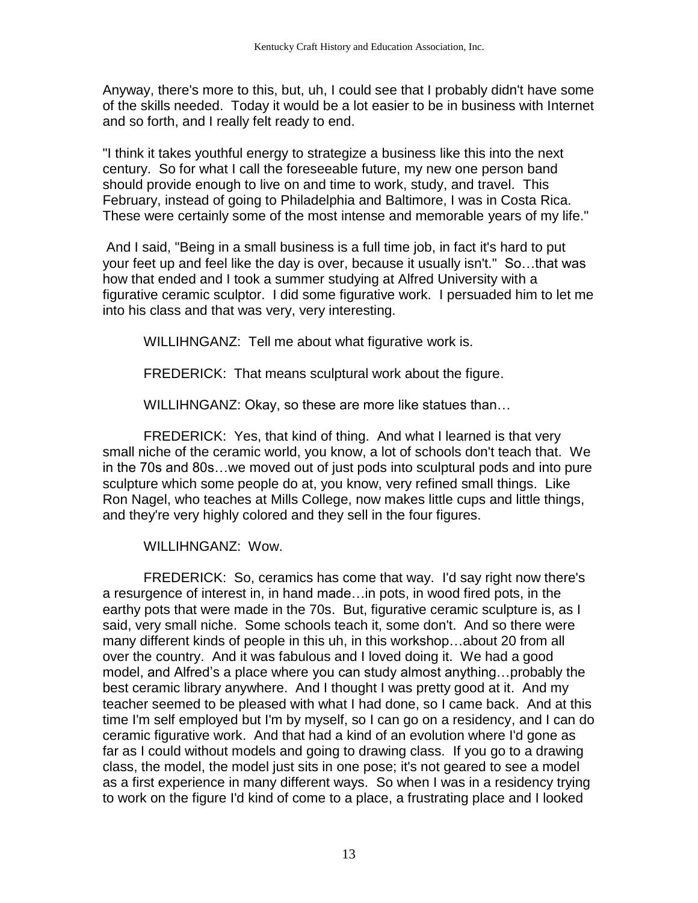Anyway, there's more to this, but, uh, I could see that I probably didn't have some of the skills needed. Today it would be a lot easier to be in business with Internet and so forth, and I really felt ready to end.

"I think it takes youthful energy to strategize a business like this into the next century. So for what I call the foreseeable future, my new one person band should provide enough to live on and time to work, study, and travel. This February, instead of going to Philadelphia and Baltimore, I was in Costa Rica. These were certainly some of the most intense and memorable years of my life."

And I said, "Being in a small business is a full time job, in fact it's hard to put your feet up and feel like the day is over, because it usually isn't." So…that was how that ended and I took a summer studying at Alfred University with a figurative ceramic sculptor. I did some figurative work. I persuaded him to let me into his class and that was very, very interesting.

WILLIHNGANZ: Tell me about what figurative work is.

FREDERICK: That means sculptural work about the figure.

WILLIHNGANZ: Okay, so these are more like statues than…

FREDERICK: Yes, that kind of thing. And what I learned is that very small niche of the ceramic world, you know, a lot of schools don't teach that. We in the 70s and 80s…we moved out of just pods into sculptural pods and into pure sculpture which some people do at, you know, very refined small things. Like Ron Nagel, who teaches at Mills College, now makes little cups and little things, and they're very highly colored and they sell in the four figures.

WILLIHNGANZ: Wow.

FREDERICK: So, ceramics has come that way. I'd say right now there's a resurgence of interest in, in hand made…in pots, in wood fired pots, in the earthy pots that were made in the 70s. But, figurative ceramic sculpture is, as I said, very small niche. Some schools teach it, some don't. And so there were many different kinds of people in this uh, in this workshop…about 20 from all over the country. And it was fabulous and I loved doing it. We had a good model, and Alfred's a place where you can study almost anything…probably the best ceramic library anywhere. And I thought I was pretty good at it. And my teacher seemed to be pleased with what I had done, so I came back. And at this time I'm self employed but I'm by myself, so I can go on a residency, and I can do ceramic figurative work. And that had a kind of an evolution where I'd gone as far as I could without models and going to drawing class. If you go to a drawing class, the model, the model just sits in one pose; it's not geared to see a model as a first experience in many different ways. So when I was in a residency trying to work on the figure I'd kind of come to a place, a frustrating place and I looked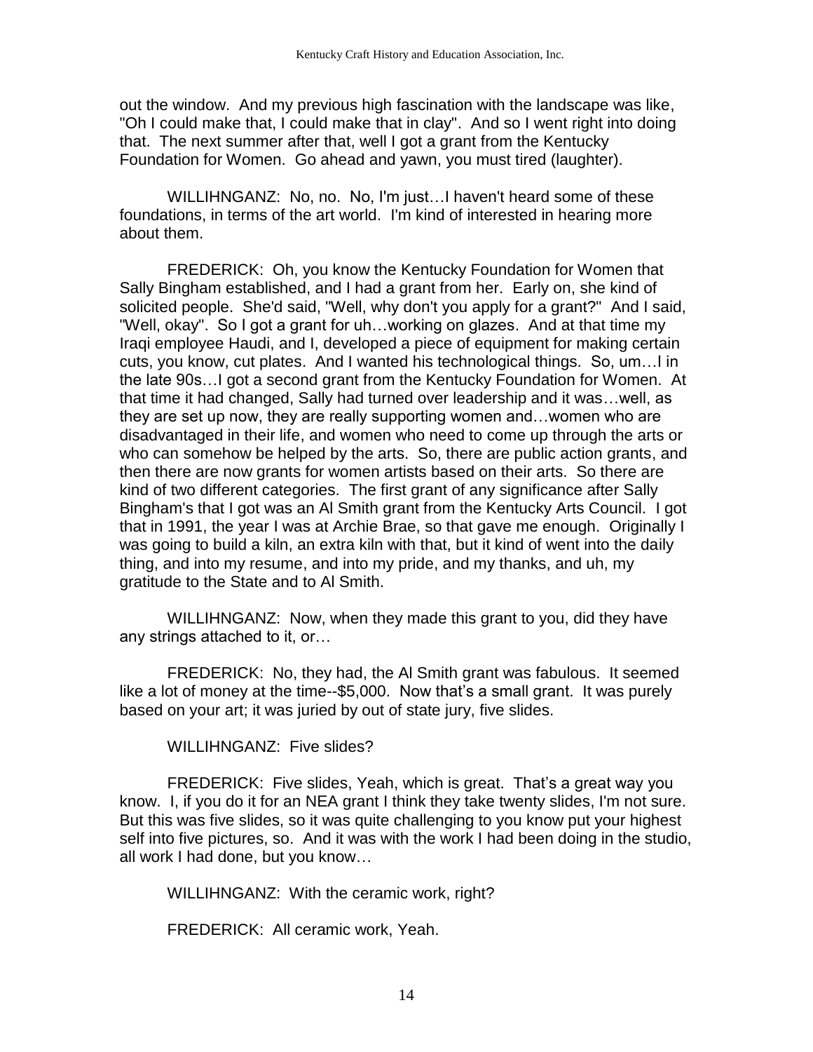out the window. And my previous high fascination with the landscape was like, "Oh I could make that, I could make that in clay". And so I went right into doing that. The next summer after that, well I got a grant from the Kentucky Foundation for Women. Go ahead and yawn, you must tired (laughter).

WILLIHNGANZ: No, no. No, I'm just…I haven't heard some of these foundations, in terms of the art world. I'm kind of interested in hearing more about them.

FREDERICK: Oh, you know the Kentucky Foundation for Women that Sally Bingham established, and I had a grant from her. Early on, she kind of solicited people. She'd said, "Well, why don't you apply for a grant?" And I said, "Well, okay". So I got a grant for uh…working on glazes. And at that time my Iraqi employee Haudi, and I, developed a piece of equipment for making certain cuts, you know, cut plates. And I wanted his technological things. So, um…I in the late 90s…I got a second grant from the Kentucky Foundation for Women. At that time it had changed, Sally had turned over leadership and it was…well, as they are set up now, they are really supporting women and…women who are disadvantaged in their life, and women who need to come up through the arts or who can somehow be helped by the arts. So, there are public action grants, and then there are now grants for women artists based on their arts. So there are kind of two different categories. The first grant of any significance after Sally Bingham's that I got was an Al Smith grant from the Kentucky Arts Council. I got that in 1991, the year I was at Archie Brae, so that gave me enough. Originally I was going to build a kiln, an extra kiln with that, but it kind of went into the daily thing, and into my resume, and into my pride, and my thanks, and uh, my gratitude to the State and to Al Smith.

WILLIHNGANZ: Now, when they made this grant to you, did they have any strings attached to it, or…

FREDERICK: No, they had, the Al Smith grant was fabulous. It seemed like a lot of money at the time--$5,000. Now that's a small grant. It was purely based on your art; it was juried by out of state jury, five slides.

WILLIHNGANZ: Five slides?

FREDERICK: Five slides, Yeah, which is great. That's a great way you know. I, if you do it for an NEA grant I think they take twenty slides, I'm not sure. But this was five slides, so it was quite challenging to you know put your highest self into five pictures, so. And it was with the work I had been doing in the studio, all work I had done, but you know…

WILLIHNGANZ: With the ceramic work, right?

FREDERICK: All ceramic work, Yeah.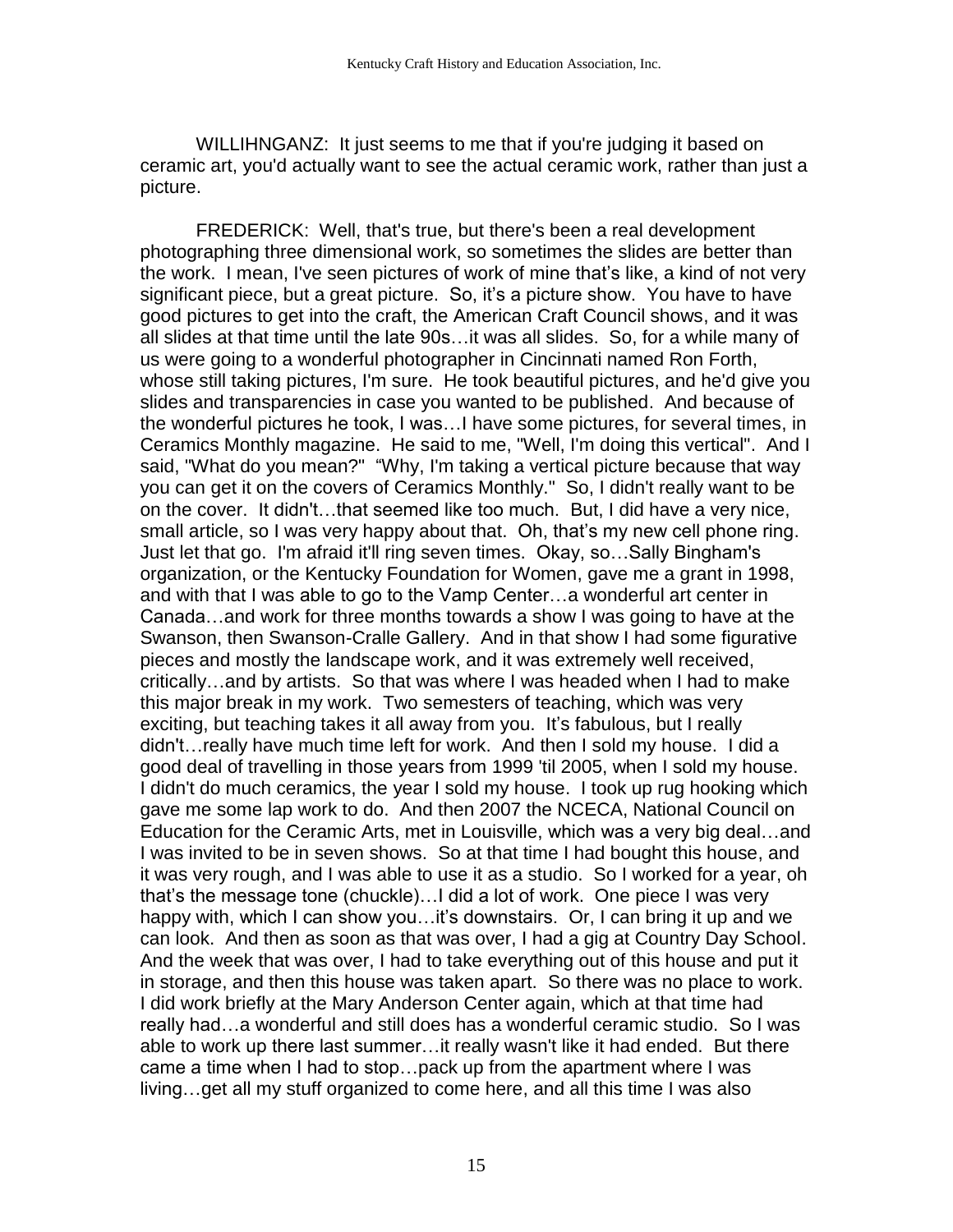WILLIHNGANZ: It just seems to me that if you're judging it based on ceramic art, you'd actually want to see the actual ceramic work, rather than just a picture.

FREDERICK: Well, that's true, but there's been a real development photographing three dimensional work, so sometimes the slides are better than the work. I mean, I've seen pictures of work of mine that's like, a kind of not very significant piece, but a great picture. So, it's a picture show. You have to have good pictures to get into the craft, the American Craft Council shows, and it was all slides at that time until the late 90s…it was all slides. So, for a while many of us were going to a wonderful photographer in Cincinnati named Ron Forth, whose still taking pictures, I'm sure. He took beautiful pictures, and he'd give you slides and transparencies in case you wanted to be published. And because of the wonderful pictures he took, I was…I have some pictures, for several times, in Ceramics Monthly magazine. He said to me, "Well, I'm doing this vertical". And I said, "What do you mean?" "Why, I'm taking a vertical picture because that way you can get it on the covers of Ceramics Monthly." So, I didn't really want to be on the cover. It didn't…that seemed like too much. But, I did have a very nice, small article, so I was very happy about that. Oh, that's my new cell phone ring. Just let that go. I'm afraid it'll ring seven times. Okay, so…Sally Bingham's organization, or the Kentucky Foundation for Women, gave me a grant in 1998, and with that I was able to go to the Vamp Center…a wonderful art center in Canada…and work for three months towards a show I was going to have at the Swanson, then Swanson-Cralle Gallery. And in that show I had some figurative pieces and mostly the landscape work, and it was extremely well received, critically…and by artists. So that was where I was headed when I had to make this major break in my work. Two semesters of teaching, which was very exciting, but teaching takes it all away from you. It's fabulous, but I really didn't…really have much time left for work. And then I sold my house. I did a good deal of travelling in those years from 1999 'til 2005, when I sold my house. I didn't do much ceramics, the year I sold my house. I took up rug hooking which gave me some lap work to do. And then 2007 the NCECA, National Council on Education for the Ceramic Arts, met in Louisville, which was a very big deal…and I was invited to be in seven shows. So at that time I had bought this house, and it was very rough, and I was able to use it as a studio. So I worked for a year, oh that's the message tone (chuckle)…I did a lot of work. One piece I was very happy with, which I can show you…it's downstairs. Or, I can bring it up and we can look. And then as soon as that was over, I had a gig at Country Day School. And the week that was over, I had to take everything out of this house and put it in storage, and then this house was taken apart. So there was no place to work. I did work briefly at the Mary Anderson Center again, which at that time had really had…a wonderful and still does has a wonderful ceramic studio. So I was able to work up there last summer…it really wasn't like it had ended. But there came a time when I had to stop…pack up from the apartment where I was living…get all my stuff organized to come here, and all this time I was also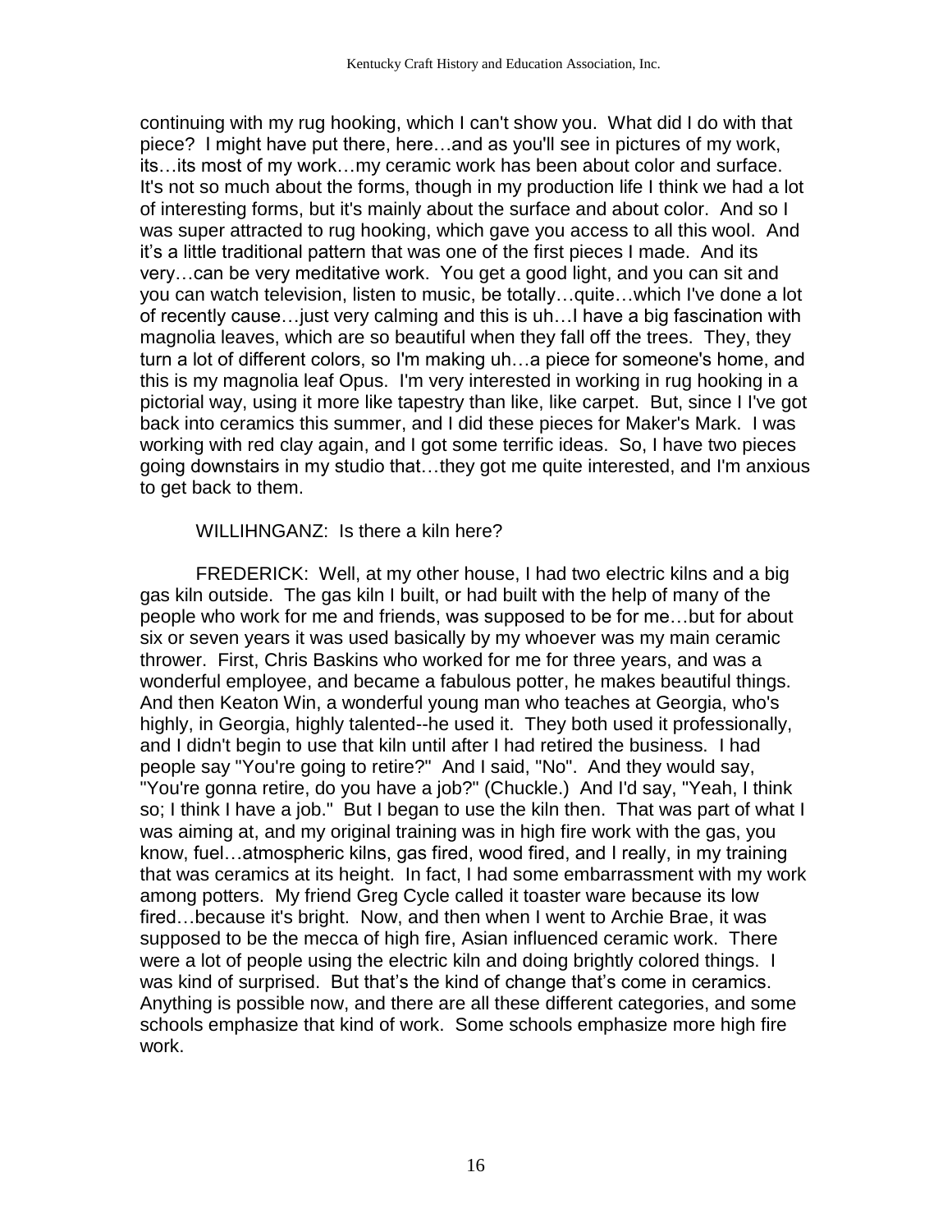continuing with my rug hooking, which I can't show you. What did I do with that piece? I might have put there, here…and as you'll see in pictures of my work, its…its most of my work…my ceramic work has been about color and surface. It's not so much about the forms, though in my production life I think we had a lot of interesting forms, but it's mainly about the surface and about color. And so I was super attracted to rug hooking, which gave you access to all this wool. And it's a little traditional pattern that was one of the first pieces I made. And its very…can be very meditative work. You get a good light, and you can sit and you can watch television, listen to music, be totally…quite…which I've done a lot of recently cause…just very calming and this is uh…I have a big fascination with magnolia leaves, which are so beautiful when they fall off the trees. They, they turn a lot of different colors, so I'm making uh…a piece for someone's home, and this is my magnolia leaf Opus. I'm very interested in working in rug hooking in a pictorial way, using it more like tapestry than like, like carpet. But, since I I've got back into ceramics this summer, and I did these pieces for Maker's Mark. I was working with red clay again, and I got some terrific ideas. So, I have two pieces going downstairs in my studio that…they got me quite interested, and I'm anxious to get back to them.

WILLIHNGANZ: Is there a kiln here?

FREDERICK: Well, at my other house, I had two electric kilns and a big gas kiln outside. The gas kiln I built, or had built with the help of many of the people who work for me and friends, was supposed to be for me…but for about six or seven years it was used basically by my whoever was my main ceramic thrower. First, Chris Baskins who worked for me for three years, and was a wonderful employee, and became a fabulous potter, he makes beautiful things. And then Keaton Win, a wonderful young man who teaches at Georgia, who's highly, in Georgia, highly talented--he used it. They both used it professionally, and I didn't begin to use that kiln until after I had retired the business. I had people say "You're going to retire?" And I said, "No". And they would say, "You're gonna retire, do you have a job?" (Chuckle.) And I'd say, "Yeah, I think so; I think I have a job." But I began to use the kiln then. That was part of what I was aiming at, and my original training was in high fire work with the gas, you know, fuel…atmospheric kilns, gas fired, wood fired, and I really, in my training that was ceramics at its height. In fact, I had some embarrassment with my work among potters. My friend Greg Cycle called it toaster ware because its low fired…because it's bright. Now, and then when I went to Archie Brae, it was supposed to be the mecca of high fire, Asian influenced ceramic work. There were a lot of people using the electric kiln and doing brightly colored things. I was kind of surprised. But that's the kind of change that's come in ceramics. Anything is possible now, and there are all these different categories, and some schools emphasize that kind of work. Some schools emphasize more high fire work.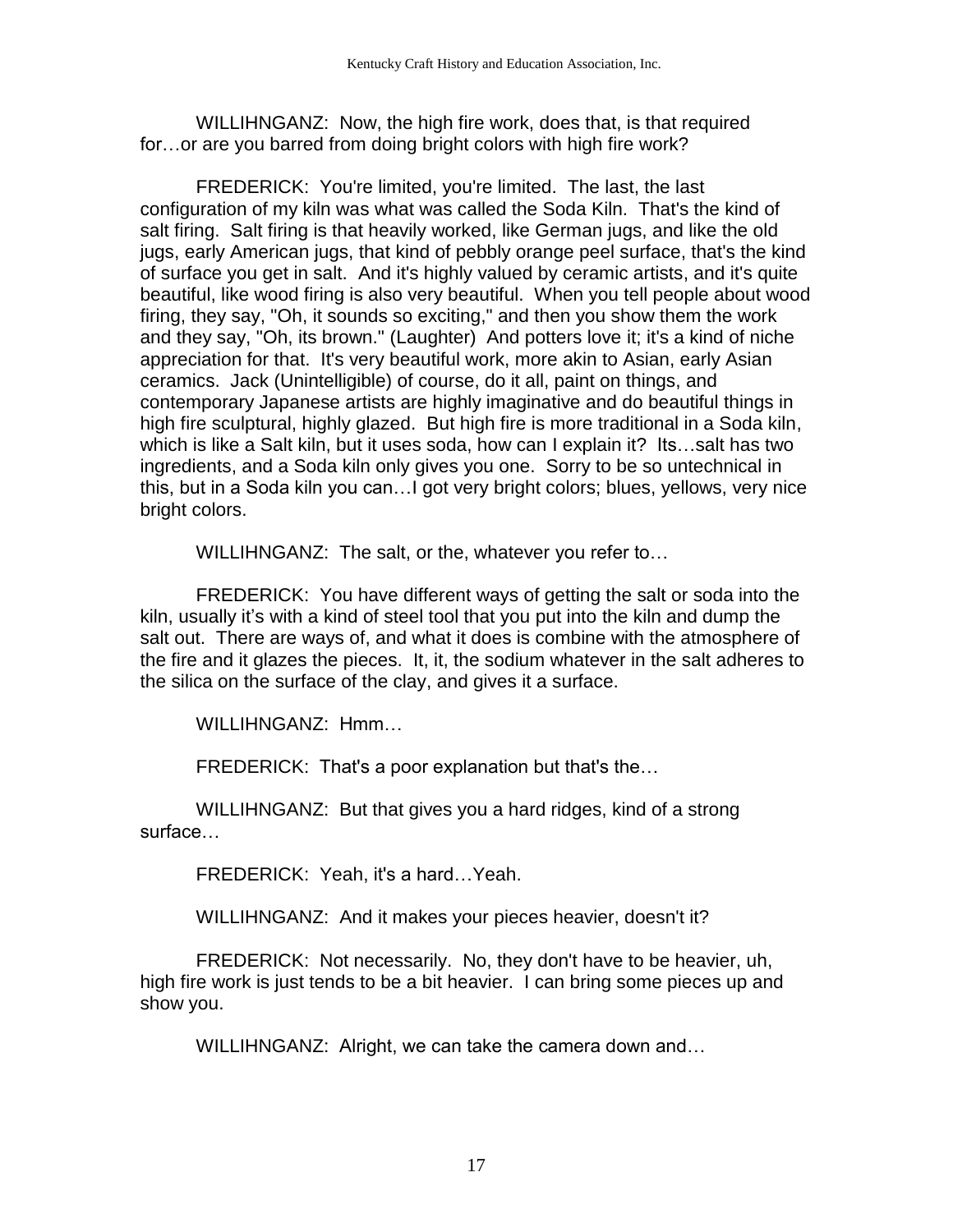WILLIHNGANZ: Now, the high fire work, does that, is that required for…or are you barred from doing bright colors with high fire work?

FREDERICK: You're limited, you're limited. The last, the last configuration of my kiln was what was called the Soda Kiln. That's the kind of salt firing. Salt firing is that heavily worked, like German jugs, and like the old jugs, early American jugs, that kind of pebbly orange peel surface, that's the kind of surface you get in salt. And it's highly valued by ceramic artists, and it's quite beautiful, like wood firing is also very beautiful. When you tell people about wood firing, they say, "Oh, it sounds so exciting," and then you show them the work and they say, "Oh, its brown." (Laughter) And potters love it; it's a kind of niche appreciation for that. It's very beautiful work, more akin to Asian, early Asian ceramics. Jack (Unintelligible) of course, do it all, paint on things, and contemporary Japanese artists are highly imaginative and do beautiful things in high fire sculptural, highly glazed. But high fire is more traditional in a Soda kiln, which is like a Salt kiln, but it uses soda, how can I explain it? Its…salt has two ingredients, and a Soda kiln only gives you one. Sorry to be so untechnical in this, but in a Soda kiln you can…I got very bright colors; blues, yellows, very nice bright colors.

WILLIHNGANZ: The salt, or the, whatever you refer to…

FREDERICK: You have different ways of getting the salt or soda into the kiln, usually it's with a kind of steel tool that you put into the kiln and dump the salt out. There are ways of, and what it does is combine with the atmosphere of the fire and it glazes the pieces. It, it, the sodium whatever in the salt adheres to the silica on the surface of the clay, and gives it a surface.

WILLIHNGANZ: Hmm…

FREDERICK: That's a poor explanation but that's the…

WILLIHNGANZ: But that gives you a hard ridges, kind of a strong surface…

FREDERICK: Yeah, it's a hard…Yeah.

WILLIHNGANZ: And it makes your pieces heavier, doesn't it?

FREDERICK: Not necessarily. No, they don't have to be heavier, uh, high fire work is just tends to be a bit heavier. I can bring some pieces up and show you.

WILLIHNGANZ: Alright, we can take the camera down and…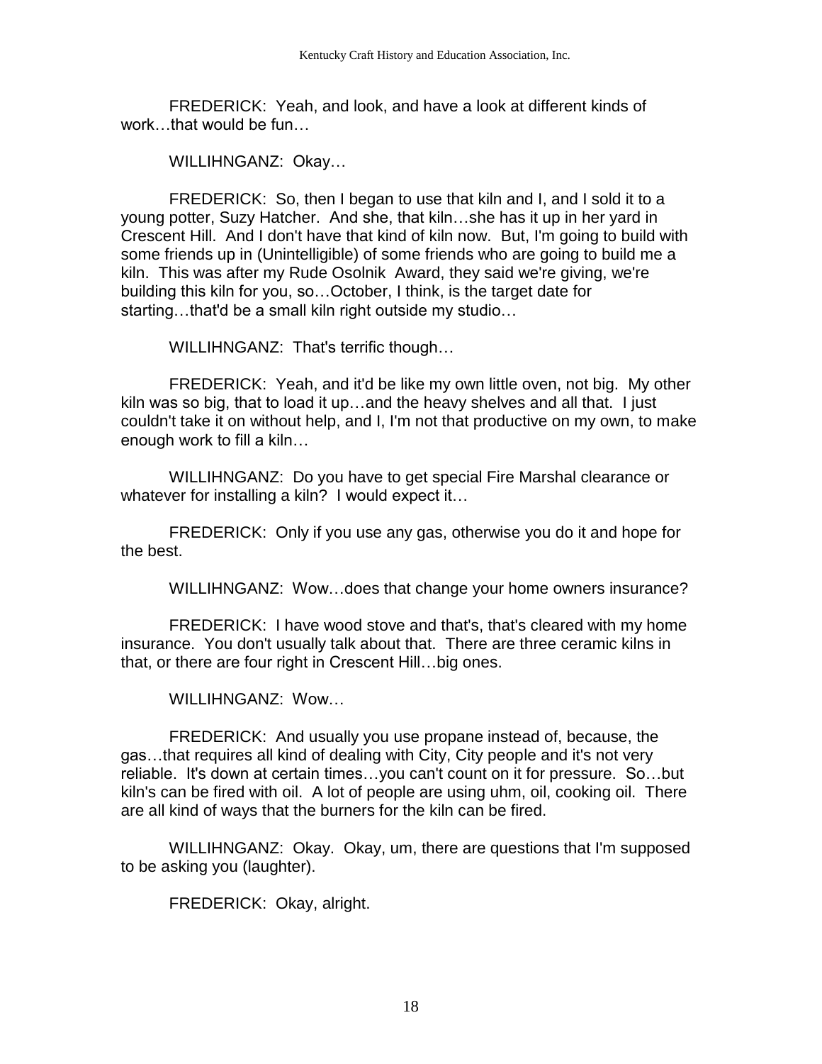FREDERICK: Yeah, and look, and have a look at different kinds of work…that would be fun…

WILLIHNGANZ: Okay…

FREDERICK: So, then I began to use that kiln and I, and I sold it to a young potter, Suzy Hatcher. And she, that kiln…she has it up in her yard in Crescent Hill. And I don't have that kind of kiln now. But, I'm going to build with some friends up in (Unintelligible) of some friends who are going to build me a kiln. This was after my Rude Osolnik Award, they said we're giving, we're building this kiln for you, so…October, I think, is the target date for starting…that'd be a small kiln right outside my studio…

WILLIHNGANZ: That's terrific though…

FREDERICK: Yeah, and it'd be like my own little oven, not big. My other kiln was so big, that to load it up…and the heavy shelves and all that. I just couldn't take it on without help, and I, I'm not that productive on my own, to make enough work to fill a kiln…

WILLIHNGANZ: Do you have to get special Fire Marshal clearance or whatever for installing a kiln? I would expect it…

FREDERICK: Only if you use any gas, otherwise you do it and hope for the best.

WILLIHNGANZ: Wow…does that change your home owners insurance?

FREDERICK: I have wood stove and that's, that's cleared with my home insurance. You don't usually talk about that. There are three ceramic kilns in that, or there are four right in Crescent Hill…big ones.

WILLIHNGANZ: Wow…

FREDERICK: And usually you use propane instead of, because, the gas…that requires all kind of dealing with City, City people and it's not very reliable. It's down at certain times…you can't count on it for pressure. So…but kiln's can be fired with oil. A lot of people are using uhm, oil, cooking oil. There are all kind of ways that the burners for the kiln can be fired.

WILLIHNGANZ: Okay. Okay, um, there are questions that I'm supposed to be asking you (laughter).

FREDERICK: Okay, alright.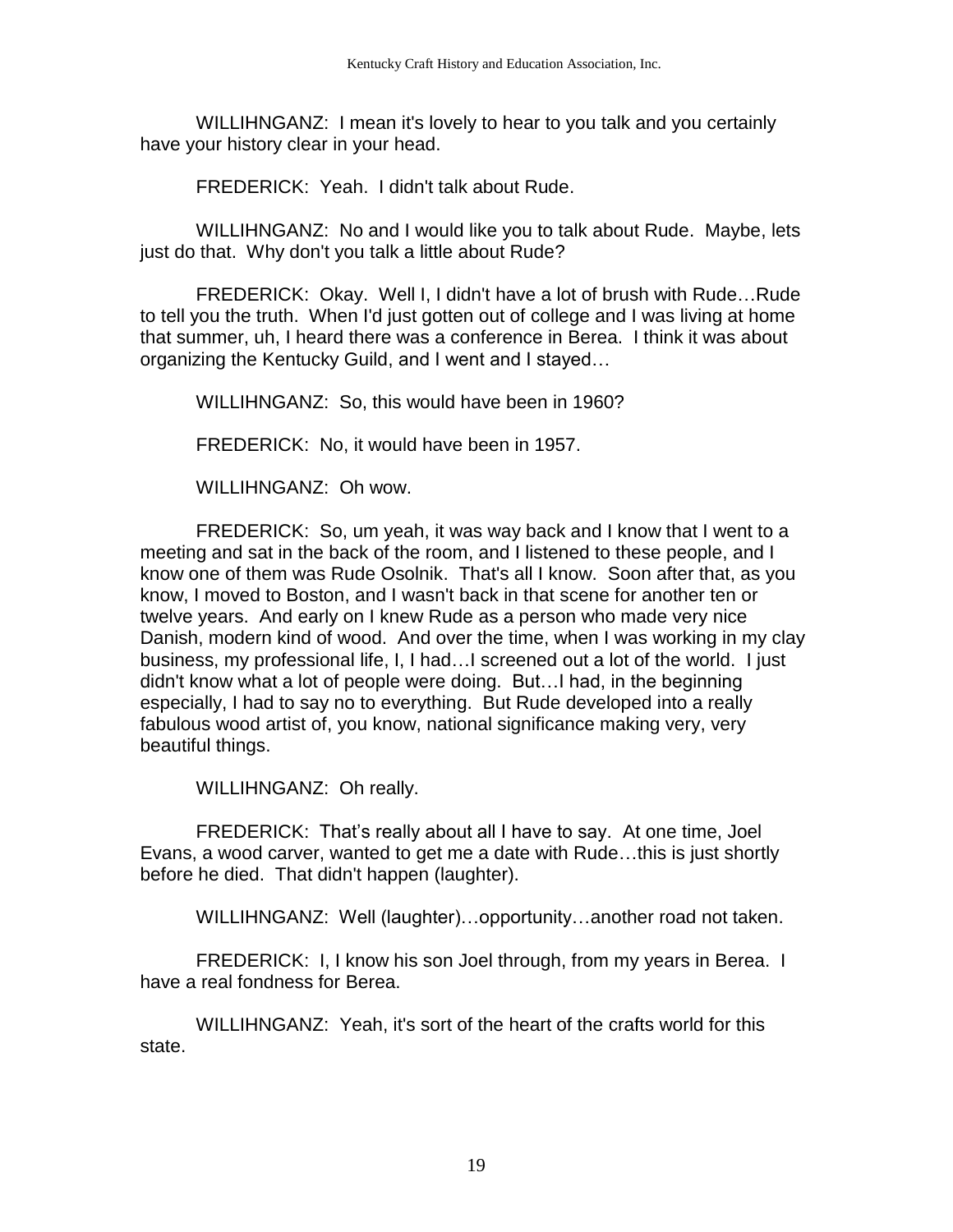WILLIHNGANZ: I mean it's lovely to hear to you talk and you certainly have your history clear in your head.

FREDERICK: Yeah. I didn't talk about Rude.

WILLIHNGANZ: No and I would like you to talk about Rude. Maybe, lets just do that. Why don't you talk a little about Rude?

FREDERICK: Okay. Well I, I didn't have a lot of brush with Rude…Rude to tell you the truth. When I'd just gotten out of college and I was living at home that summer, uh, I heard there was a conference in Berea. I think it was about organizing the Kentucky Guild, and I went and I stayed…

WILLIHNGANZ: So, this would have been in 1960?

FREDERICK: No, it would have been in 1957.

WILLIHNGANZ: Oh wow.

FREDERICK: So, um yeah, it was way back and I know that I went to a meeting and sat in the back of the room, and I listened to these people, and I know one of them was Rude Osolnik. That's all I know. Soon after that, as you know, I moved to Boston, and I wasn't back in that scene for another ten or twelve years. And early on I knew Rude as a person who made very nice Danish, modern kind of wood. And over the time, when I was working in my clay business, my professional life, I, I had…I screened out a lot of the world. I just didn't know what a lot of people were doing. But…I had, in the beginning especially, I had to say no to everything. But Rude developed into a really fabulous wood artist of, you know, national significance making very, very beautiful things.

WILLIHNGANZ: Oh really.

FREDERICK: That's really about all I have to say. At one time, Joel Evans, a wood carver, wanted to get me a date with Rude…this is just shortly before he died. That didn't happen (laughter).

WILLIHNGANZ: Well (laughter)…opportunity…another road not taken.

FREDERICK: I, I know his son Joel through, from my years in Berea. I have a real fondness for Berea.

WILLIHNGANZ: Yeah, it's sort of the heart of the crafts world for this state.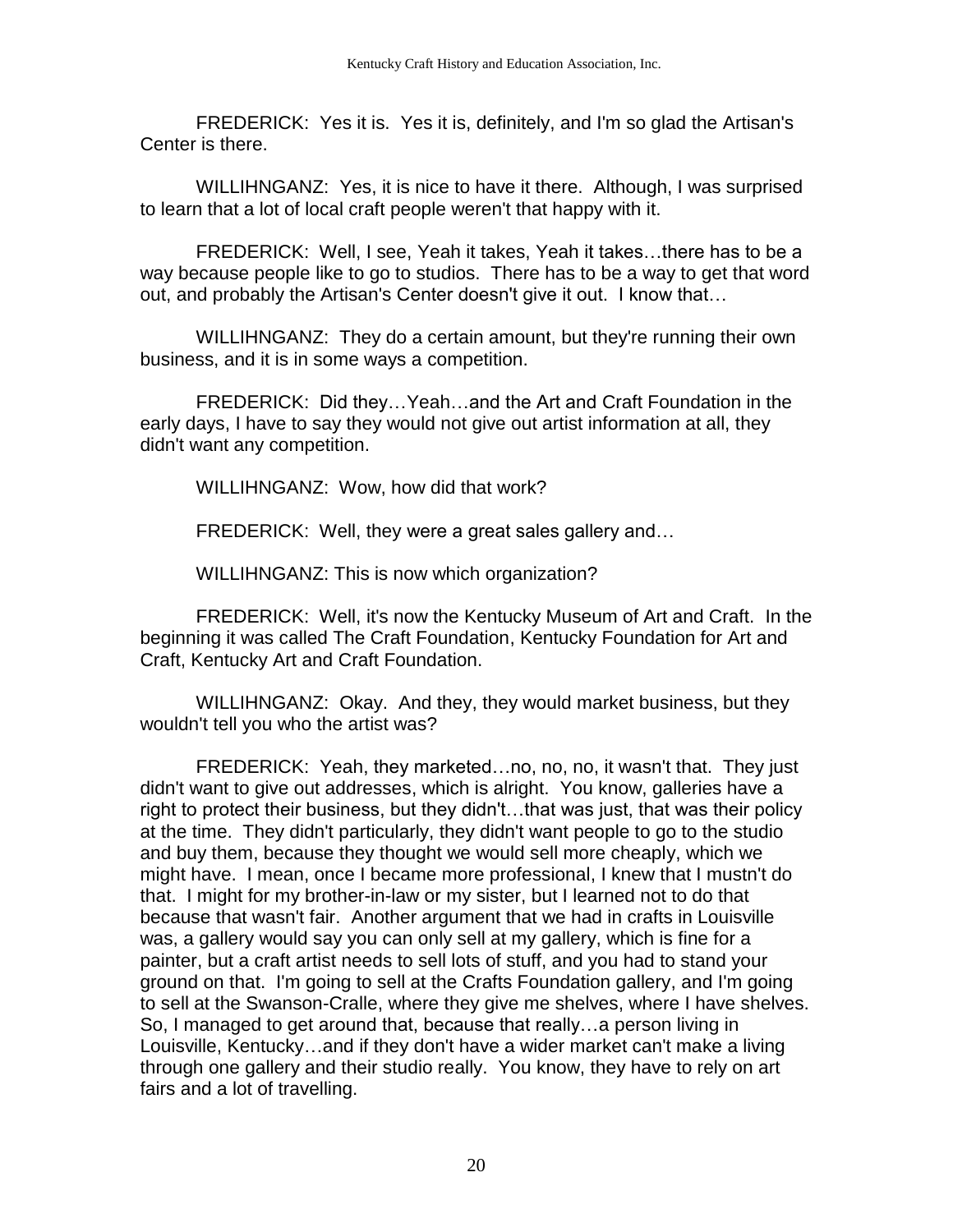FREDERICK: Yes it is. Yes it is, definitely, and I'm so glad the Artisan's Center is there.

WILLIHNGANZ: Yes, it is nice to have it there. Although, I was surprised to learn that a lot of local craft people weren't that happy with it.

FREDERICK: Well, I see, Yeah it takes, Yeah it takes…there has to be a way because people like to go to studios. There has to be a way to get that word out, and probably the Artisan's Center doesn't give it out. I know that…

WILLIHNGANZ: They do a certain amount, but they're running their own business, and it is in some ways a competition.

FREDERICK: Did they…Yeah…and the Art and Craft Foundation in the early days, I have to say they would not give out artist information at all, they didn't want any competition.

WILLIHNGANZ: Wow, how did that work?

FREDERICK: Well, they were a great sales gallery and…

WILLIHNGANZ: This is now which organization?

FREDERICK: Well, it's now the Kentucky Museum of Art and Craft. In the beginning it was called The Craft Foundation, Kentucky Foundation for Art and Craft, Kentucky Art and Craft Foundation.

WILLIHNGANZ: Okay. And they, they would market business, but they wouldn't tell you who the artist was?

FREDERICK: Yeah, they marketed…no, no, no, it wasn't that. They just didn't want to give out addresses, which is alright. You know, galleries have a right to protect their business, but they didn't…that was just, that was their policy at the time. They didn't particularly, they didn't want people to go to the studio and buy them, because they thought we would sell more cheaply, which we might have. I mean, once I became more professional, I knew that I mustn't do that. I might for my brother-in-law or my sister, but I learned not to do that because that wasn't fair. Another argument that we had in crafts in Louisville was, a gallery would say you can only sell at my gallery, which is fine for a painter, but a craft artist needs to sell lots of stuff, and you had to stand your ground on that. I'm going to sell at the Crafts Foundation gallery, and I'm going to sell at the Swanson-Cralle, where they give me shelves, where I have shelves. So, I managed to get around that, because that really…a person living in Louisville, Kentucky…and if they don't have a wider market can't make a living through one gallery and their studio really. You know, they have to rely on art fairs and a lot of travelling.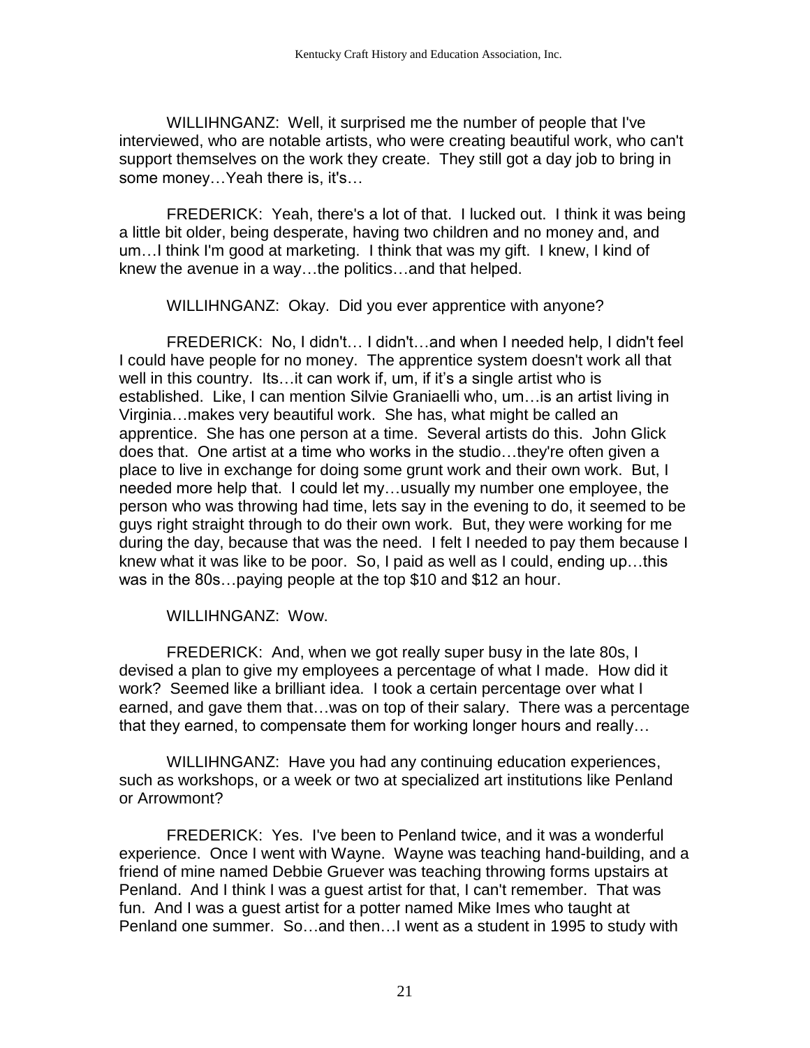WILLIHNGANZ: Well, it surprised me the number of people that I've interviewed, who are notable artists, who were creating beautiful work, who can't support themselves on the work they create. They still got a day job to bring in some money…Yeah there is, it's…

FREDERICK: Yeah, there's a lot of that. I lucked out. I think it was being a little bit older, being desperate, having two children and no money and, and um…I think I'm good at marketing. I think that was my gift. I knew, I kind of knew the avenue in a way…the politics…and that helped.

WILLIHNGANZ: Okay. Did you ever apprentice with anyone?

FREDERICK: No, I didn't… I didn't…and when I needed help, I didn't feel I could have people for no money. The apprentice system doesn't work all that well in this country. Its…it can work if, um, if it's a single artist who is established. Like, I can mention Silvie Graniaelli who, um…is an artist living in Virginia…makes very beautiful work. She has, what might be called an apprentice. She has one person at a time. Several artists do this. John Glick does that. One artist at a time who works in the studio…they're often given a place to live in exchange for doing some grunt work and their own work. But, I needed more help that. I could let my…usually my number one employee, the person who was throwing had time, lets say in the evening to do, it seemed to be guys right straight through to do their own work. But, they were working for me during the day, because that was the need. I felt I needed to pay them because I knew what it was like to be poor. So, I paid as well as I could, ending up…this was in the 80s…paying people at the top $10 and $12 an hour.

WILLIHNGANZ: Wow.

FREDERICK: And, when we got really super busy in the late 80s, I devised a plan to give my employees a percentage of what I made. How did it work? Seemed like a brilliant idea. I took a certain percentage over what I earned, and gave them that…was on top of their salary. There was a percentage that they earned, to compensate them for working longer hours and really…

WILLIHNGANZ: Have you had any continuing education experiences, such as workshops, or a week or two at specialized art institutions like Penland or Arrowmont?

FREDERICK: Yes. I've been to Penland twice, and it was a wonderful experience. Once I went with Wayne. Wayne was teaching hand-building, and a friend of mine named Debbie Gruever was teaching throwing forms upstairs at Penland. And I think I was a guest artist for that, I can't remember. That was fun. And I was a guest artist for a potter named Mike Imes who taught at Penland one summer. So…and then…I went as a student in 1995 to study with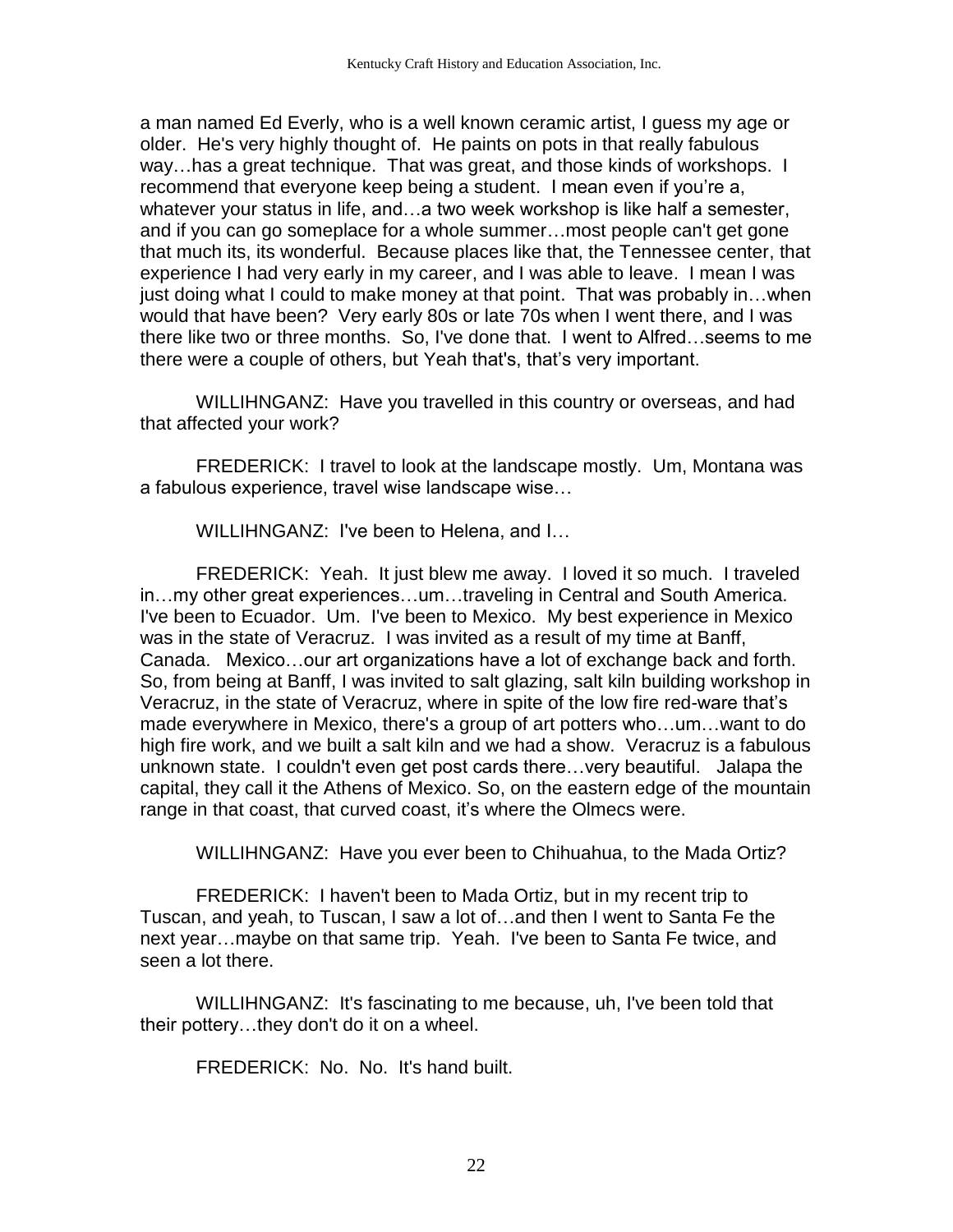a man named Ed Everly, who is a well known ceramic artist, I guess my age or older. He's very highly thought of. He paints on pots in that really fabulous way…has a great technique. That was great, and those kinds of workshops. I recommend that everyone keep being a student. I mean even if you're a, whatever your status in life, and…a two week workshop is like half a semester, and if you can go someplace for a whole summer…most people can't get gone that much its, its wonderful. Because places like that, the Tennessee center, that experience I had very early in my career, and I was able to leave. I mean I was just doing what I could to make money at that point. That was probably in…when would that have been? Very early 80s or late 70s when I went there, and I was there like two or three months. So, I've done that. I went to Alfred…seems to me there were a couple of others, but Yeah that's, that's very important.

WILLIHNGANZ: Have you travelled in this country or overseas, and had that affected your work?

FREDERICK: I travel to look at the landscape mostly. Um, Montana was a fabulous experience, travel wise landscape wise…

WILLIHNGANZ: I've been to Helena, and I…

FREDERICK: Yeah. It just blew me away. I loved it so much. I traveled in…my other great experiences…um…traveling in Central and South America. I've been to Ecuador. Um. I've been to Mexico. My best experience in Mexico was in the state of Veracruz. I was invited as a result of my time at Banff, Canada. Mexico…our art organizations have a lot of exchange back and forth. So, from being at Banff, I was invited to salt glazing, salt kiln building workshop in Veracruz, in the state of Veracruz, where in spite of the low fire red-ware that's made everywhere in Mexico, there's a group of art potters who…um…want to do high fire work, and we built a salt kiln and we had a show. Veracruz is a fabulous unknown state. I couldn't even get post cards there…very beautiful. Jalapa the capital, they call it the Athens of Mexico. So, on the eastern edge of the mountain range in that coast, that curved coast, it's where the Olmecs were.

WILLIHNGANZ: Have you ever been to Chihuahua, to the Mada Ortiz?

FREDERICK: I haven't been to Mada Ortiz, but in my recent trip to Tuscan, and yeah, to Tuscan, I saw a lot of…and then I went to Santa Fe the next year…maybe on that same trip. Yeah. I've been to Santa Fe twice, and seen a lot there.

WILLIHNGANZ: It's fascinating to me because, uh, I've been told that their pottery…they don't do it on a wheel.

FREDERICK: No. No. It's hand built.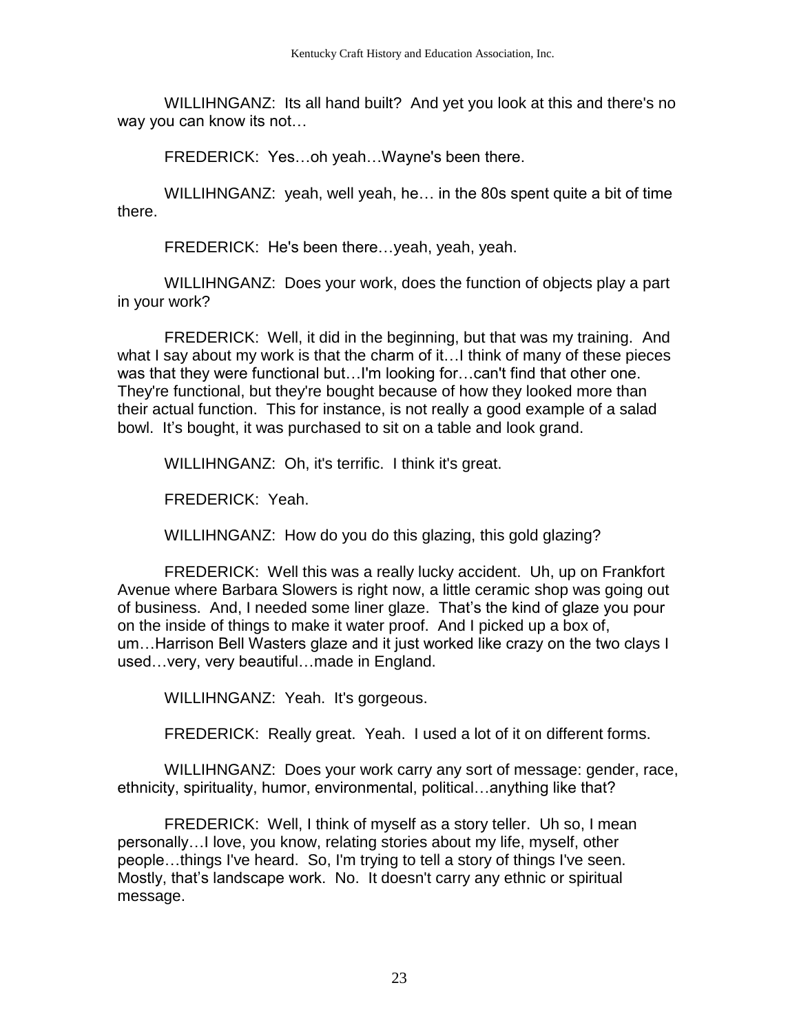WILLIHNGANZ: Its all hand built? And yet you look at this and there's no way you can know its not…

FREDERICK: Yes…oh yeah…Wayne's been there.

WILLIHNGANZ: yeah, well yeah, he… in the 80s spent quite a bit of time there.

FREDERICK: He's been there…yeah, yeah, yeah.

WILLIHNGANZ: Does your work, does the function of objects play a part in your work?

FREDERICK: Well, it did in the beginning, but that was my training. And what I say about my work is that the charm of it…I think of many of these pieces was that they were functional but…I'm looking for…can't find that other one. They're functional, but they're bought because of how they looked more than their actual function. This for instance, is not really a good example of a salad bowl. It's bought, it was purchased to sit on a table and look grand.

WILLIHNGANZ: Oh, it's terrific. I think it's great.

FREDERICK: Yeah.

WILLIHNGANZ: How do you do this glazing, this gold glazing?

FREDERICK: Well this was a really lucky accident. Uh, up on Frankfort Avenue where Barbara Slowers is right now, a little ceramic shop was going out of business. And, I needed some liner glaze. That's the kind of glaze you pour on the inside of things to make it water proof. And I picked up a box of, um…Harrison Bell Wasters glaze and it just worked like crazy on the two clays I used…very, very beautiful…made in England.

WILLIHNGANZ: Yeah. It's gorgeous.

FREDERICK: Really great. Yeah. I used a lot of it on different forms.

WILLIHNGANZ: Does your work carry any sort of message: gender, race, ethnicity, spirituality, humor, environmental, political…anything like that?

FREDERICK: Well, I think of myself as a story teller. Uh so, I mean personally…I love, you know, relating stories about my life, myself, other people…things I've heard. So, I'm trying to tell a story of things I've seen. Mostly, that's landscape work. No. It doesn't carry any ethnic or spiritual message.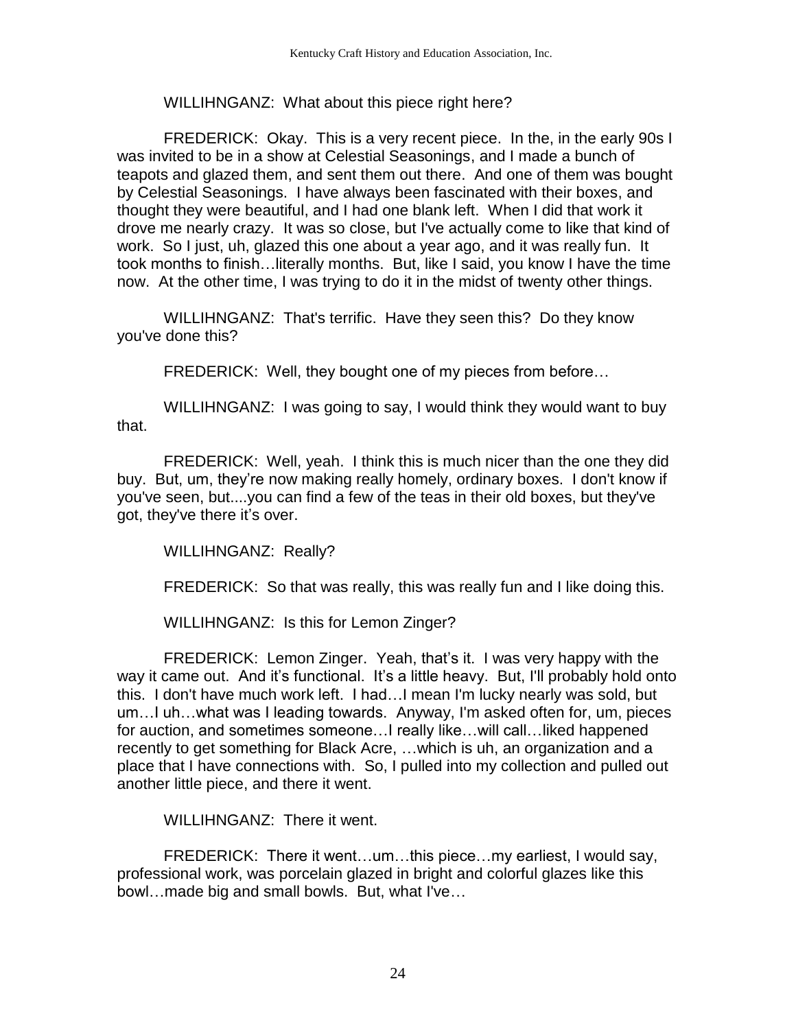WILLIHNGANZ: What about this piece right here?

FREDERICK: Okay. This is a very recent piece. In the, in the early 90s I was invited to be in a show at Celestial Seasonings, and I made a bunch of teapots and glazed them, and sent them out there. And one of them was bought by Celestial Seasonings. I have always been fascinated with their boxes, and thought they were beautiful, and I had one blank left. When I did that work it drove me nearly crazy. It was so close, but I've actually come to like that kind of work. So I just, uh, glazed this one about a year ago, and it was really fun. It took months to finish…literally months. But, like I said, you know I have the time now. At the other time, I was trying to do it in the midst of twenty other things.

WILLIHNGANZ: That's terrific. Have they seen this? Do they know you've done this?

FREDERICK: Well, they bought one of my pieces from before…

WILLIHNGANZ: I was going to say, I would think they would want to buy that.

FREDERICK: Well, yeah. I think this is much nicer than the one they did buy. But, um, they're now making really homely, ordinary boxes. I don't know if you've seen, but....you can find a few of the teas in their old boxes, but they've got, they've there it's over.

WILLIHNGANZ: Really?

FREDERICK: So that was really, this was really fun and I like doing this.

WILLIHNGANZ: Is this for Lemon Zinger?

FREDERICK: Lemon Zinger. Yeah, that's it. I was very happy with the way it came out. And it's functional. It's a little heavy. But, I'll probably hold onto this. I don't have much work left. I had…I mean I'm lucky nearly was sold, but um…I uh…what was I leading towards. Anyway, I'm asked often for, um, pieces for auction, and sometimes someone…I really like…will call…liked happened recently to get something for Black Acre, …which is uh, an organization and a place that I have connections with. So, I pulled into my collection and pulled out another little piece, and there it went.

WILLIHNGANZ: There it went.

FREDERICK: There it went…um…this piece…my earliest, I would say, professional work, was porcelain glazed in bright and colorful glazes like this bowl…made big and small bowls. But, what I've…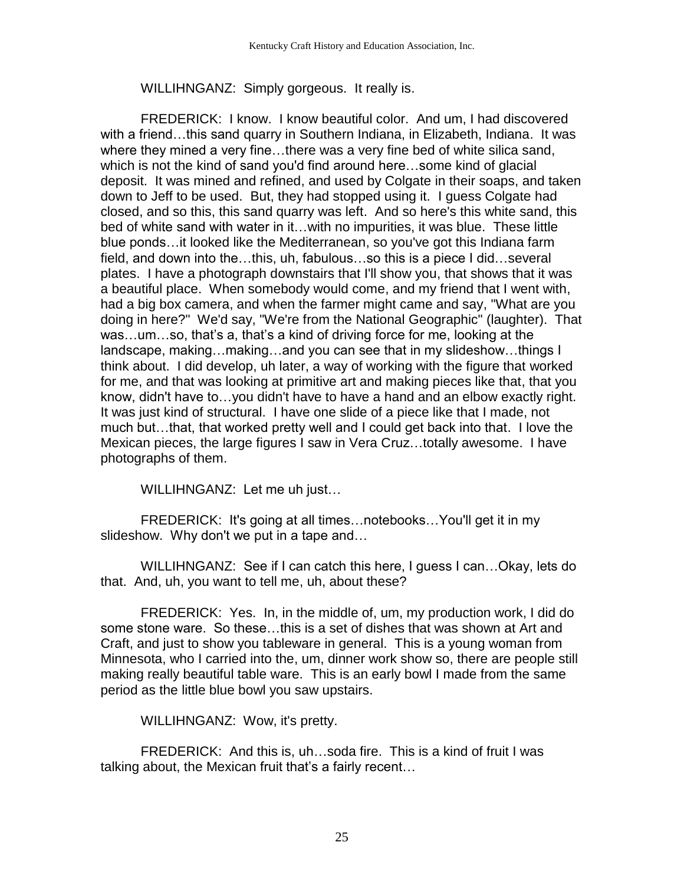WILLIHNGANZ: Simply gorgeous. It really is.

FREDERICK: I know. I know beautiful color. And um, I had discovered with a friend…this sand quarry in Southern Indiana, in Elizabeth, Indiana. It was where they mined a very fine…there was a very fine bed of white silica sand, which is not the kind of sand you'd find around here…some kind of glacial deposit. It was mined and refined, and used by Colgate in their soaps, and taken down to Jeff to be used. But, they had stopped using it. I guess Colgate had closed, and so this, this sand quarry was left. And so here's this white sand, this bed of white sand with water in it…with no impurities, it was blue. These little blue ponds…it looked like the Mediterranean, so you've got this Indiana farm field, and down into the…this, uh, fabulous…so this is a piece I did…several plates. I have a photograph downstairs that I'll show you, that shows that it was a beautiful place. When somebody would come, and my friend that I went with, had a big box camera, and when the farmer might came and say, "What are you doing in here?" We'd say, "We're from the National Geographic" (laughter). That was…um…so, that's a, that's a kind of driving force for me, looking at the landscape, making…making…and you can see that in my slideshow…things I think about. I did develop, uh later, a way of working with the figure that worked for me, and that was looking at primitive art and making pieces like that, that you know, didn't have to…you didn't have to have a hand and an elbow exactly right. It was just kind of structural. I have one slide of a piece like that I made, not much but…that, that worked pretty well and I could get back into that. I love the Mexican pieces, the large figures I saw in Vera Cruz…totally awesome. I have photographs of them.

WILLIHNGANZ: Let me uh just…

FREDERICK: It's going at all times…notebooks…You'll get it in my slideshow. Why don't we put in a tape and…

WILLIHNGANZ: See if I can catch this here, I guess I can…Okay, lets do that. And, uh, you want to tell me, uh, about these?

FREDERICK: Yes. In, in the middle of, um, my production work, I did do some stone ware. So these…this is a set of dishes that was shown at Art and Craft, and just to show you tableware in general. This is a young woman from Minnesota, who I carried into the, um, dinner work show so, there are people still making really beautiful table ware. This is an early bowl I made from the same period as the little blue bowl you saw upstairs.

WILLIHNGANZ: Wow, it's pretty.

FREDERICK: And this is, uh…soda fire. This is a kind of fruit I was talking about, the Mexican fruit that's a fairly recent…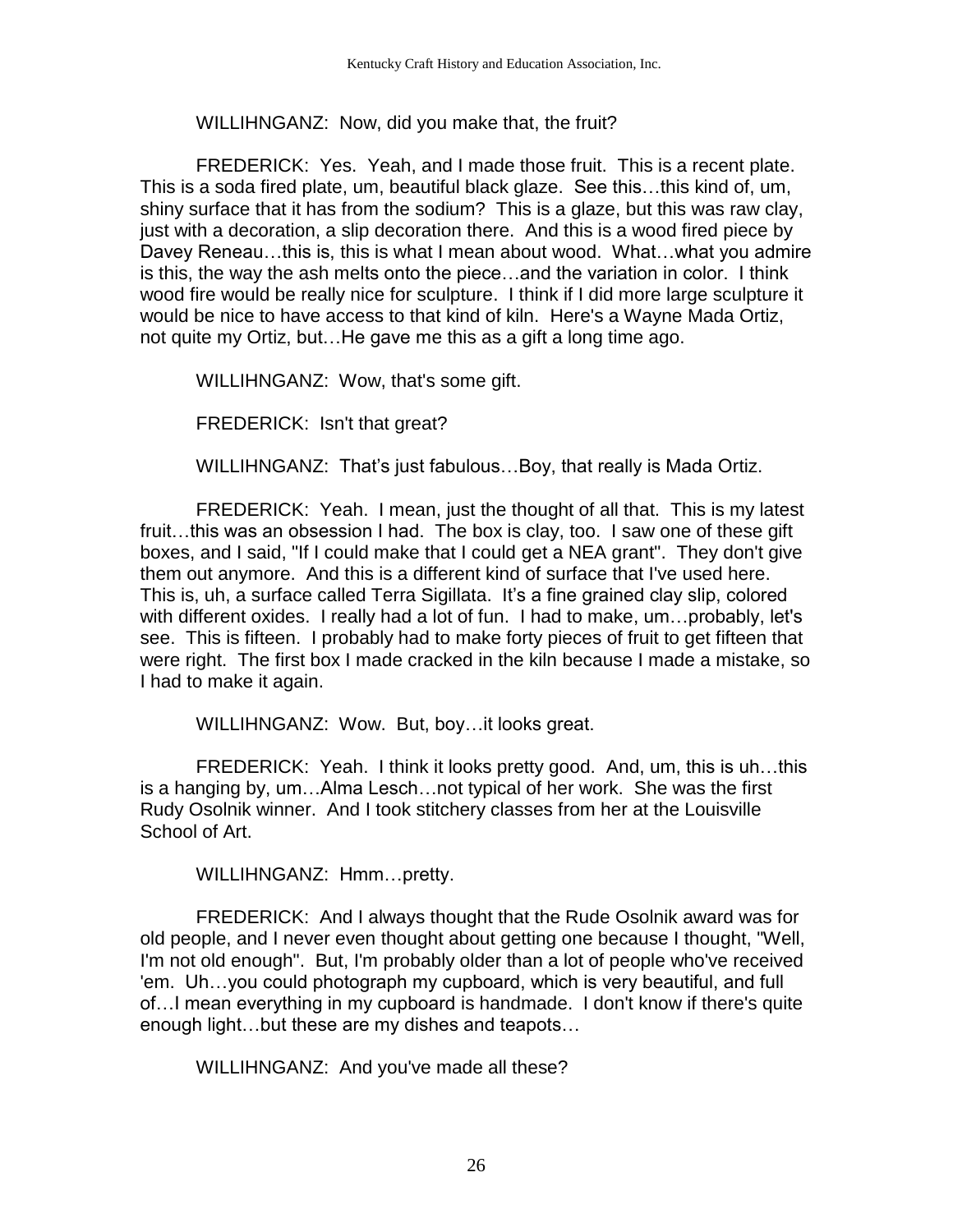WILLIHNGANZ: Now, did you make that, the fruit?

FREDERICK: Yes. Yeah, and I made those fruit. This is a recent plate. This is a soda fired plate, um, beautiful black glaze. See this…this kind of, um, shiny surface that it has from the sodium? This is a glaze, but this was raw clay, just with a decoration, a slip decoration there. And this is a wood fired piece by Davey Reneau…this is, this is what I mean about wood. What…what you admire is this, the way the ash melts onto the piece…and the variation in color. I think wood fire would be really nice for sculpture. I think if I did more large sculpture it would be nice to have access to that kind of kiln. Here's a Wayne Mada Ortiz, not quite my Ortiz, but…He gave me this as a gift a long time ago.

WILLIHNGANZ: Wow, that's some gift.

FREDERICK: Isn't that great?

WILLIHNGANZ: That's just fabulous…Boy, that really is Mada Ortiz.

FREDERICK: Yeah. I mean, just the thought of all that. This is my latest fruit…this was an obsession I had. The box is clay, too. I saw one of these gift boxes, and I said, "If I could make that I could get a NEA grant". They don't give them out anymore. And this is a different kind of surface that I've used here. This is, uh, a surface called Terra Sigillata. It's a fine grained clay slip, colored with different oxides. I really had a lot of fun. I had to make, um…probably, let's see. This is fifteen. I probably had to make forty pieces of fruit to get fifteen that were right. The first box I made cracked in the kiln because I made a mistake, so I had to make it again.

WILLIHNGANZ: Wow. But, boy…it looks great.

FREDERICK: Yeah. I think it looks pretty good. And, um, this is uh…this is a hanging by, um…Alma Lesch…not typical of her work. She was the first Rudy Osolnik winner. And I took stitchery classes from her at the Louisville School of Art.

WILLIHNGANZ: Hmm…pretty.

FREDERICK: And I always thought that the Rude Osolnik award was for old people, and I never even thought about getting one because I thought, "Well, I'm not old enough". But, I'm probably older than a lot of people who've received 'em. Uh…you could photograph my cupboard, which is very beautiful, and full of…I mean everything in my cupboard is handmade. I don't know if there's quite enough light…but these are my dishes and teapots…

WILLIHNGANZ: And you've made all these?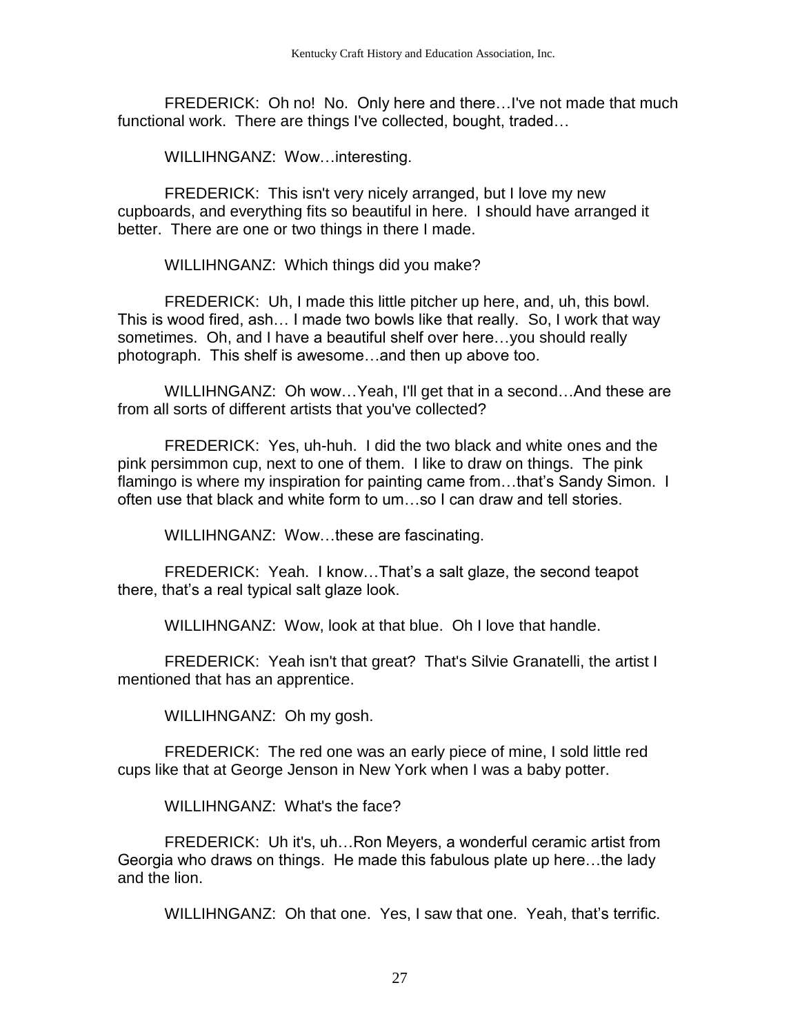FREDERICK: Oh no! No. Only here and there…I've not made that much functional work. There are things I've collected, bought, traded…

WILLIHNGANZ: Wow…interesting.

FREDERICK: This isn't very nicely arranged, but I love my new cupboards, and everything fits so beautiful in here. I should have arranged it better. There are one or two things in there I made.

WILLIHNGANZ: Which things did you make?

FREDERICK: Uh, I made this little pitcher up here, and, uh, this bowl. This is wood fired, ash… I made two bowls like that really. So, I work that way sometimes. Oh, and I have a beautiful shelf over here…you should really photograph. This shelf is awesome…and then up above too.

WILLIHNGANZ: Oh wow…Yeah, I'll get that in a second…And these are from all sorts of different artists that you've collected?

FREDERICK: Yes, uh-huh. I did the two black and white ones and the pink persimmon cup, next to one of them. I like to draw on things. The pink flamingo is where my inspiration for painting came from…that's Sandy Simon. I often use that black and white form to um…so I can draw and tell stories.

WILLIHNGANZ: Wow…these are fascinating.

FREDERICK: Yeah. I know…That's a salt glaze, the second teapot there, that's a real typical salt glaze look.

WILLIHNGANZ: Wow, look at that blue. Oh I love that handle.

FREDERICK: Yeah isn't that great? That's Silvie Granatelli, the artist I mentioned that has an apprentice.

WILLIHNGANZ: Oh my gosh.

FREDERICK: The red one was an early piece of mine, I sold little red cups like that at George Jenson in New York when I was a baby potter.

WILLIHNGANZ: What's the face?

FREDERICK: Uh it's, uh…Ron Meyers, a wonderful ceramic artist from Georgia who draws on things. He made this fabulous plate up here…the lady and the lion.

WILLIHNGANZ: Oh that one. Yes, I saw that one. Yeah, that's terrific.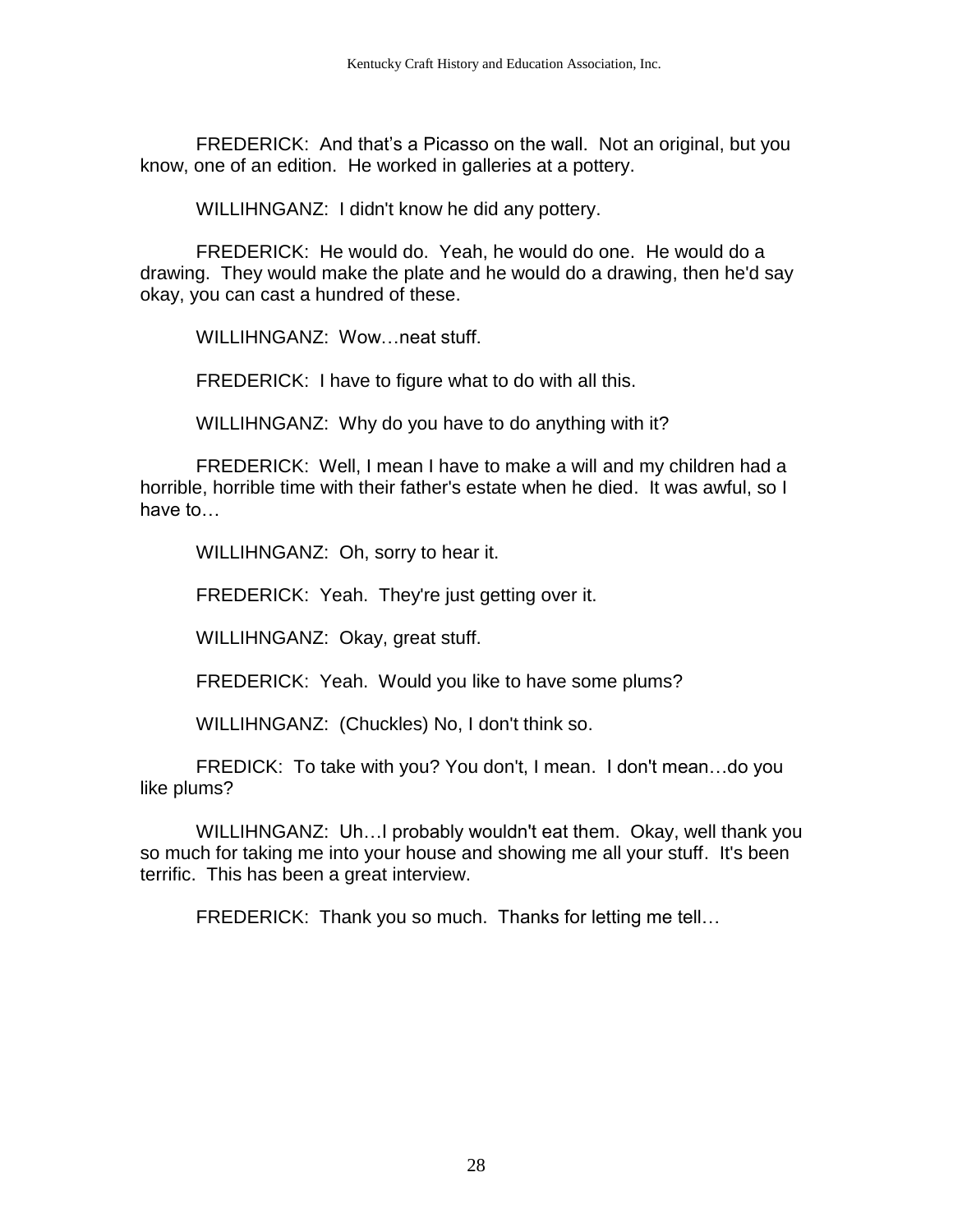FREDERICK: And that's a Picasso on the wall. Not an original, but you know, one of an edition. He worked in galleries at a pottery.

WILLIHNGANZ: I didn't know he did any pottery.

FREDERICK: He would do. Yeah, he would do one. He would do a drawing. They would make the plate and he would do a drawing, then he'd say okay, you can cast a hundred of these.

WILLIHNGANZ: Wow…neat stuff.

FREDERICK: I have to figure what to do with all this.

WILLIHNGANZ: Why do you have to do anything with it?

FREDERICK: Well, I mean I have to make a will and my children had a horrible, horrible time with their father's estate when he died. It was awful, so I have to…

WILLIHNGANZ: Oh, sorry to hear it.

FREDERICK: Yeah. They're just getting over it.

WILLIHNGANZ: Okay, great stuff.

FREDERICK: Yeah. Would you like to have some plums?

WILLIHNGANZ: (Chuckles) No, I don't think so.

FREDICK: To take with you? You don't, I mean. I don't mean…do you like plums?

WILLIHNGANZ: Uh…I probably wouldn't eat them. Okay, well thank you so much for taking me into your house and showing me all your stuff. It's been terrific. This has been a great interview.

FREDERICK: Thank you so much. Thanks for letting me tell…